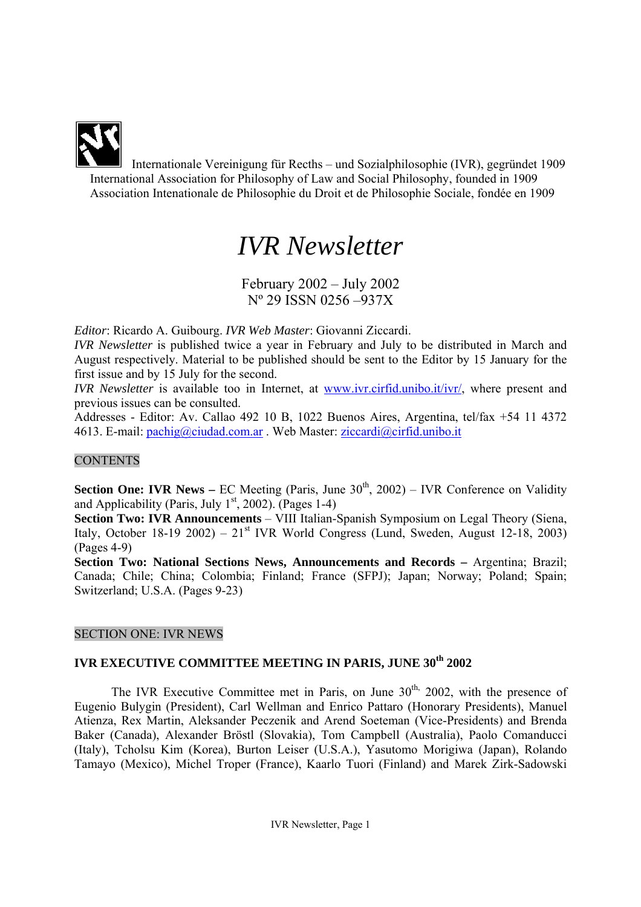Internationale Vereinigung für Recths – und Sozialphilosophie (IVR), gegründet 1909
International Association for Philosophy of Law and Social Philosophy, founded in 1909
Association Intenationale de Philosophie du Droit et de Philosophie Sociale, fondée en 1909

# *IVR Newsletter*

February 2002 – July 2002
Nº 29 ISSN 0256 –937X

*Editor*: Ricardo A. Guibourg. *IVR Web Master*: Giovanni Ziccardi.
*IVR Newsletter* is published twice a year in February and July to be distributed in March and August respectively. Material to be published should be sent to the Editor by 15 January for the first issue and by 15 July for the second.
*IVR Newsletter* is available too in Internet, at www.ivr.cirfid.unibo.it/ivr/, where present and previous issues can be consulted.
Addresses - Editor: Av. Callao 492 10 B, 1022 Buenos Aires, Argentina, tel/fax +54 11 4372 4613. E-mail: pachig@ciudad.com.ar . Web Master: ziccardi@cirfid.unibo.it

## CONTENTS

**Section One: IVR News –** EC Meeting (Paris, June 30th, 2002) – IVR Conference on Validity and Applicability (Paris, July 1st, 2002). (Pages 1-4)
**Section Two: IVR Announcements** – VIII Italian-Spanish Symposium on Legal Theory (Siena, Italy, October 18-19 2002) – 21st IVR World Congress (Lund, Sweden, August 12-18, 2003) (Pages 4-9)
**Section Two: National Sections News, Announcements and Records –** Argentina; Brazil; Canada; Chile; China; Colombia; Finland; France (SFPJ); Japan; Norway; Poland; Spain; Switzerland; U.S.A. (Pages 9-23)

## SECTION ONE: IVR NEWS

### IVR EXECUTIVE COMMITTEE MEETING IN PARIS, JUNE 30th 2002

The IVR Executive Committee met in Paris, on June 30th, 2002, with the presence of Eugenio Bulygin (President), Carl Wellman and Enrico Pattaro (Honorary Presidents), Manuel Atienza, Rex Martin, Aleksander Peczenik and Arend Soeteman (Vice-Presidents) and Brenda Baker (Canada), Alexander Bröstl (Slovakia), Tom Campbell (Australia), Paolo Comanducci (Italy), Tcholsu Kim (Korea), Burton Leiser (U.S.A.), Yasutomo Morigiwa (Japan), Rolando Tamayo (Mexico), Michel Troper (France), Kaarlo Tuori (Finland) and Marek Zirk-Sadowski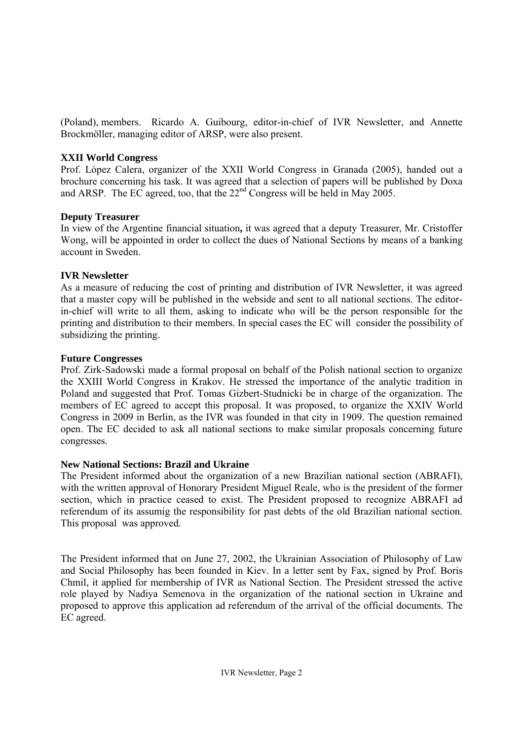(Poland), members. Ricardo A. Guibourg, editor-in-chief of IVR Newsletter, and Annette Brockmöller, managing editor of ARSP, were also present.

**XXII World Congress**

Prof. López Calera, organizer of the XXII World Congress in Granada (2005), handed out a brochure concerning his task. It was agreed that a selection of papers will be published by Doxa and ARSP. The EC agreed, too, that the 22nd Congress will be held in May 2005.

**Deputy Treasurer**

In view of the Argentine financial situation**,** it was agreed that a deputy Treasurer, Mr. Cristoffer Wong, will be appointed in order to collect the dues of National Sections by means of a banking account in Sweden.

**IVR Newsletter**

As a measure of reducing the cost of printing and distribution of IVR Newsletter, it was agreed that a master copy will be published in the webside and sent to all national sections. The editor-in-chief will write to all them, asking to indicate who will be the person responsible for the printing and distribution to their members. In special cases the EC will consider the possibility of subsidizing the printing.

**Future Congresses**

Prof. Zirk-Sadowski made a formal proposal on behalf of the Polish national section to organize the XXIII World Congress in Krakov. He stressed the importance of the analytic tradition in Poland and suggested that Prof. Tomas Gizbert-Studnicki be in charge of the organization. The members of EC agreed to accept this proposal. It was proposed, to organize the XXIV World Congress in 2009 in Berlin, as the IVR was founded in that city in 1909. The question remained open. The EC decided to ask all national sections to make similar proposals concerning future congresses.

**New National Sections: Brazil and Ukraine**

The President informed about the organization of a new Brazilian national section (ABRAFI), with the written approval of Honorary President Miguel Reale, who is the president of the former section, which in practice ceased to exist. The President proposed to recognize ABRAFI ad referendum of its assumig the responsibility for past debts of the old Brazilian national section. This proposal was approved.

The President informed that on June 27, 2002, the Ukrainian Association of Philosophy of Law and Social Philosophy has been founded in Kiev. In a letter sent by Fax, signed by Prof. Boris Chmil, it applied for membership of IVR as National Section. The President stressed the active role played by Nadiya Semenova in the organization of the national section in Ukraine and proposed to approve this application ad referendum of the arrival of the official documents. The EC agreed.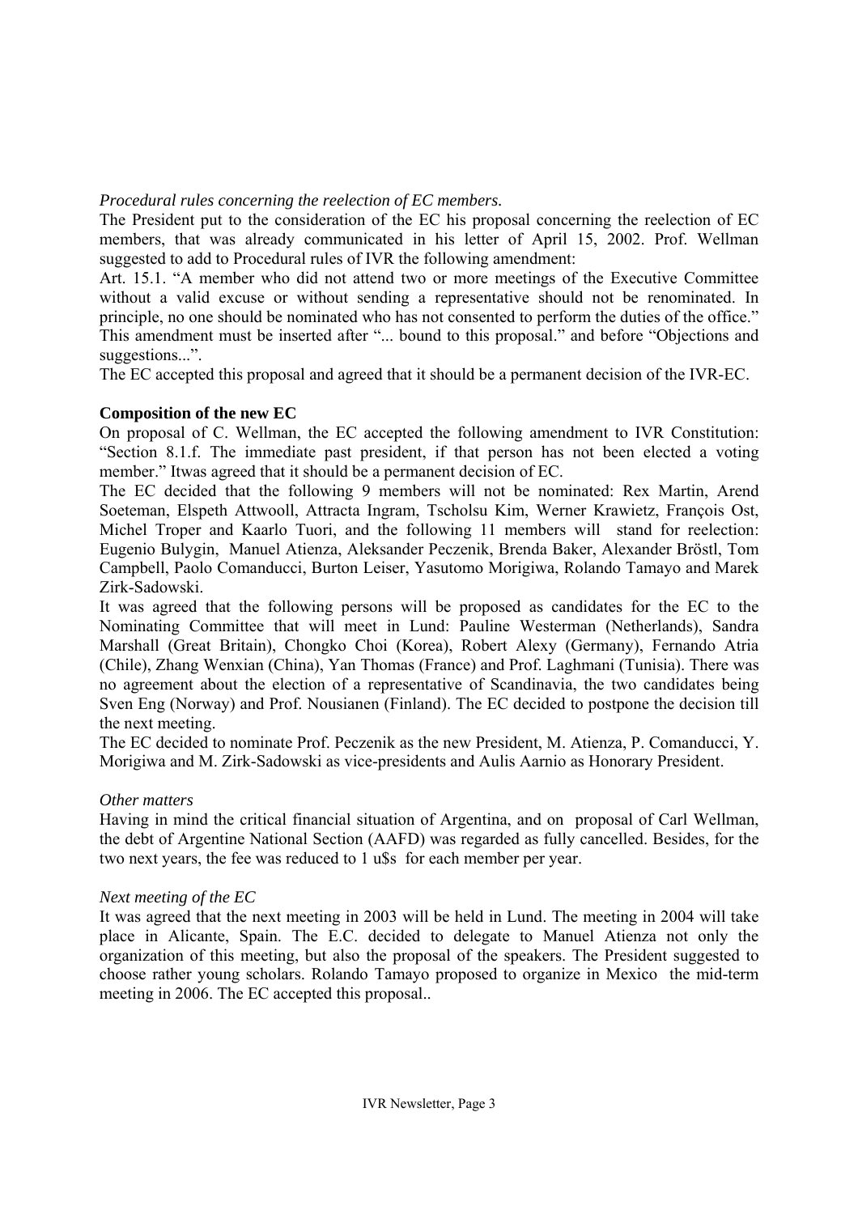*Procedural rules concerning the reelection of EC members.*

The President put to the consideration of the EC his proposal concerning the reelection of EC members, that was already communicated in his letter of April 15, 2002. Prof. Wellman suggested to add to Procedural rules of IVR the following amendment:

Art. 15.1. "A member who did not attend two or more meetings of the Executive Committee without a valid excuse or without sending a representative should not be renominated. In principle, no one should be nominated who has not consented to perform the duties of the office." This amendment must be inserted after "... bound to this proposal." and before "Objections and suggestions...".

The EC accepted this proposal and agreed that it should be a permanent decision of the IVR-EC.

**Composition of the new EC**

On proposal of C. Wellman, the EC accepted the following amendment to IVR Constitution: "Section 8.1.f. The immediate past president, if that person has not been elected a voting member." Itwas agreed that it should be a permanent decision of EC.

The EC decided that the following 9 members will not be nominated: Rex Martin, Arend Soeteman, Elspeth Attwooll, Attracta Ingram, Tscholsu Kim, Werner Krawietz, François Ost, Michel Troper and Kaarlo Tuori, and the following 11 members will stand for reelection: Eugenio Bulygin, Manuel Atienza, Aleksander Peczenik, Brenda Baker, Alexander Bröstl, Tom Campbell, Paolo Comanducci, Burton Leiser, Yasutomo Morigiwa, Rolando Tamayo and Marek Zirk-Sadowski.

It was agreed that the following persons will be proposed as candidates for the EC to the Nominating Committee that will meet in Lund: Pauline Westerman (Netherlands), Sandra Marshall (Great Britain), Chongko Choi (Korea), Robert Alexy (Germany), Fernando Atria (Chile), Zhang Wenxian (China), Yan Thomas (France) and Prof. Laghmani (Tunisia). There was no agreement about the election of a representative of Scandinavia, the two candidates being Sven Eng (Norway) and Prof. Nousianen (Finland). The EC decided to postpone the decision till the next meeting.

The EC decided to nominate Prof. Peczenik as the new President, M. Atienza, P. Comanducci, Y. Morigiwa and M. Zirk-Sadowski as vice-presidents and Aulis Aarnio as Honorary President.

*Other matters*

Having in mind the critical financial situation of Argentina, and on proposal of Carl Wellman, the debt of Argentine National Section (AAFD) was regarded as fully cancelled. Besides, for the two next years, the fee was reduced to 1 u$s for each member per year.

*Next meeting of the EC*

It was agreed that the next meeting in 2003 will be held in Lund. The meeting in 2004 will take place in Alicante, Spain. The E.C. decided to delegate to Manuel Atienza not only the organization of this meeting, but also the proposal of the speakers. The President suggested to choose rather young scholars. Rolando Tamayo proposed to organize in Mexico the mid-term meeting in 2006. The EC accepted this proposal..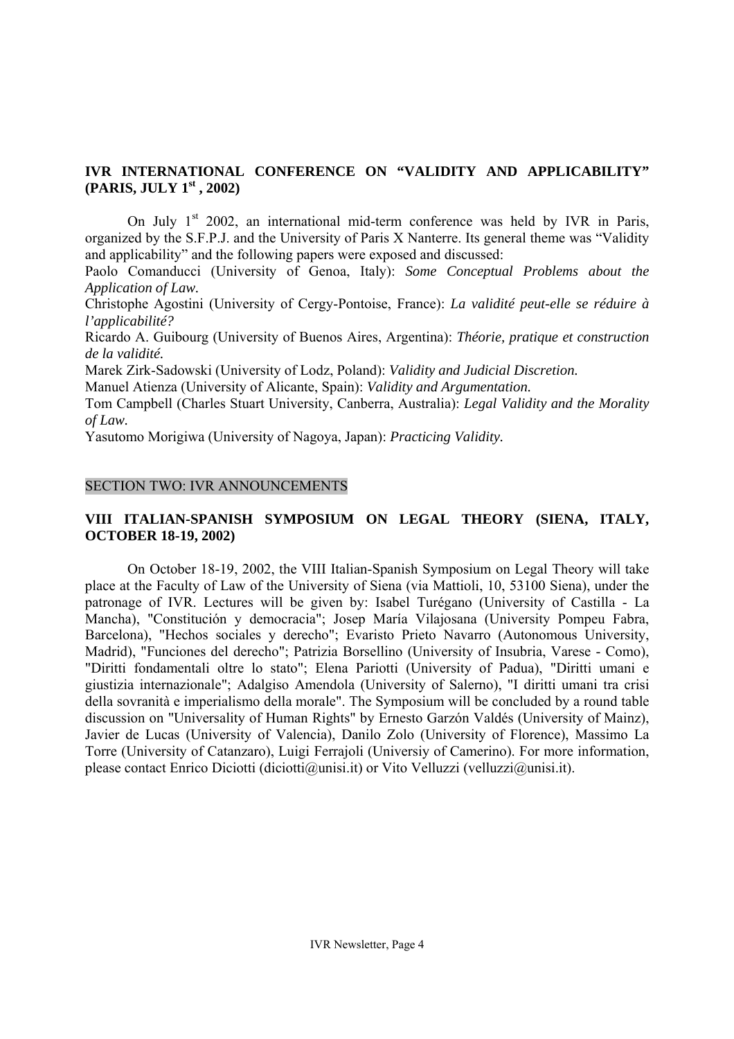**IVR INTERNATIONAL CONFERENCE ON "VALIDITY AND APPLICABILITY" (PARIS, JULY 1st , 2002)**

On July 1st 2002, an international mid-term conference was held by IVR in Paris, organized by the S.F.P.J. and the University of Paris X Nanterre. Its general theme was "Validity and applicability" and the following papers were exposed and discussed:

Paolo Comanducci (University of Genoa, Italy): *Some Conceptual Problems about the Application of Law.*

Christophe Agostini (University of Cergy-Pontoise, France): *La validité peut-elle se réduire à l'applicabilité?*

Ricardo A. Guibourg (University of Buenos Aires, Argentina): *Théorie, pratique et construction de la validité.*

Marek Zirk-Sadowski (University of Lodz, Poland): *Validity and Judicial Discretion.*

Manuel Atienza (University of Alicante, Spain): *Validity and Argumentation.*

Tom Campbell (Charles Stuart University, Canberra, Australia): *Legal Validity and the Morality of Law.*

Yasutomo Morigiwa (University of Nagoya, Japan): *Practicing Validity.*

## SECTION TWO: IVR ANNOUNCEMENTS

**VIII ITALIAN-SPANISH SYMPOSIUM ON LEGAL THEORY (SIENA, ITALY, OCTOBER 18-19, 2002)**

On October 18-19, 2002, the VIII Italian-Spanish Symposium on Legal Theory will take place at the Faculty of Law of the University of Siena (via Mattioli, 10, 53100 Siena), under the patronage of IVR. Lectures will be given by: Isabel Turégano (University of Castilla - La Mancha), "Constitución y democracia"; Josep María Vilajosana (University Pompeu Fabra, Barcelona), "Hechos sociales y derecho"; Evaristo Prieto Navarro (Autonomous University, Madrid), "Funciones del derecho"; Patrizia Borsellino (University of Insubria, Varese - Como), "Diritti fondamentali oltre lo stato"; Elena Pariotti (University of Padua), "Diritti umani e giustizia internazionale"; Adalgiso Amendola (University of Salerno), "I diritti umani tra crisi della sovranità e imperialismo della morale". The Symposium will be concluded by a round table discussion on "Universality of Human Rights" by Ernesto Garzón Valdés (University of Mainz), Javier de Lucas (University of Valencia), Danilo Zolo (University of Florence), Massimo La Torre (University of Catanzaro), Luigi Ferrajoli (Universiy of Camerino). For more information, please contact Enrico Diciotti (diciotti@unisi.it) or Vito Velluzzi (velluzzi@unisi.it).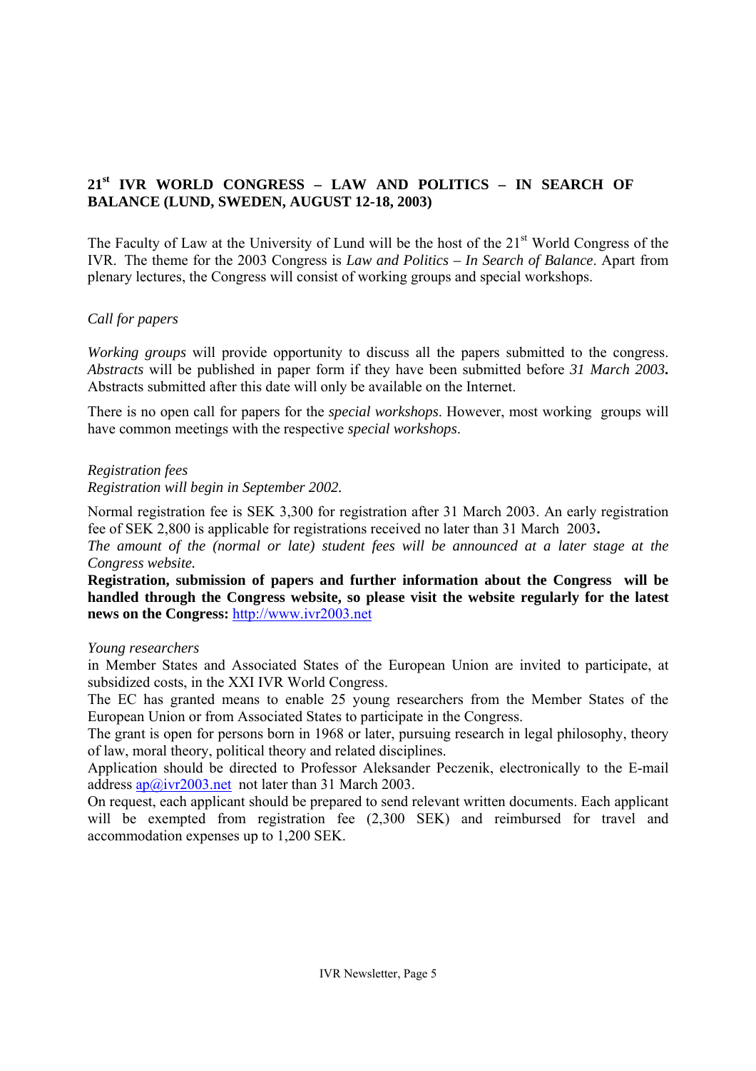## 21st IVR WORLD CONGRESS – LAW AND POLITICS – IN SEARCH OF BALANCE (LUND, SWEDEN, AUGUST 12-18, 2003)

The Faculty of Law at the University of Lund will be the host of the 21st World Congress of the IVR. The theme for the 2003 Congress is *Law and Politics – In Search of Balance*. Apart from plenary lectures, the Congress will consist of working groups and special workshops.

*Call for papers*

*Working groups* will provide opportunity to discuss all the papers submitted to the congress. *Abstracts* will be published in paper form if they have been submitted before *31 March 2003***.** Abstracts submitted after this date will only be available on the Internet.

There is no open call for papers for the *special workshops*. However, most working groups will have common meetings with the respective *special workshops*.

*Registration fees*
*Registration will begin in September 2002.*

Normal registration fee is SEK 3,300 for registration after 31 March 2003. An early registration fee of SEK 2,800 is applicable for registrations received no later than 31 March 2003**.**
*The amount of the (normal or late) student fees will be announced at a later stage at the Congress website.*
**Registration, submission of papers and further information about the Congress will be handled through the Congress website, so please visit the website regularly for the latest news on the Congress:** http://www.ivr2003.net

*Young researchers*
in Member States and Associated States of the European Union are invited to participate, at subsidized costs, in the XXI IVR World Congress.
The EC has granted means to enable 25 young researchers from the Member States of the European Union or from Associated States to participate in the Congress.
The grant is open for persons born in 1968 or later, pursuing research in legal philosophy, theory of law, moral theory, political theory and related disciplines.
Application should be directed to Professor Aleksander Peczenik, electronically to the E-mail address ap@ivr2003.net not later than 31 March 2003.
On request, each applicant should be prepared to send relevant written documents. Each applicant will be exempted from registration fee (2,300 SEK) and reimbursed for travel and accommodation expenses up to 1,200 SEK.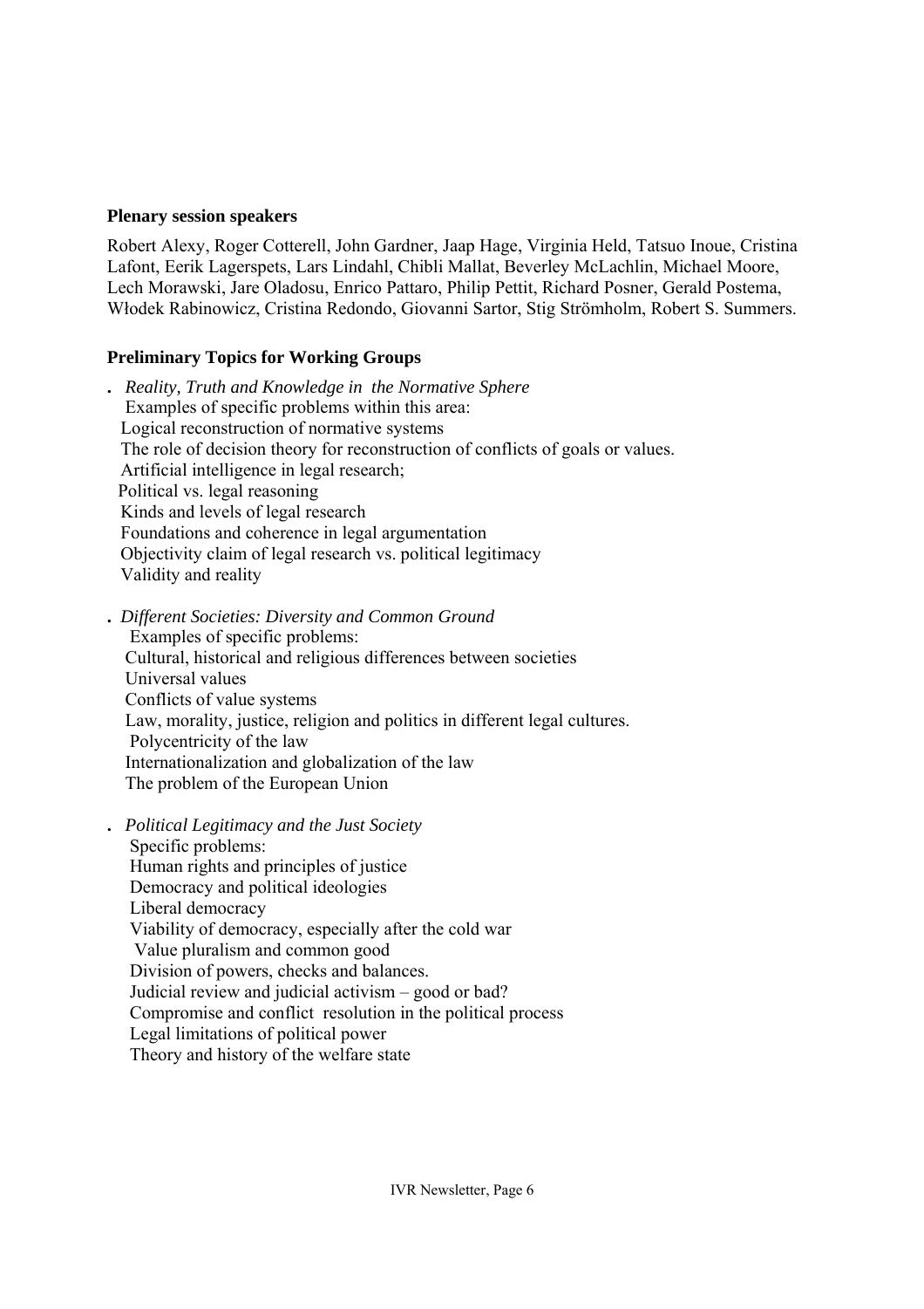**Plenary session speakers**

Robert Alexy, Roger Cotterell, John Gardner, Jaap Hage, Virginia Held, Tatsuo Inoue, Cristina Lafont, Eerik Lagerspets, Lars Lindahl, Chibli Mallat, Beverley McLachlin, Michael Moore, Lech Morawski, Jare Oladosu, Enrico Pattaro, Philip Pettit, Richard Posner, Gerald Postema, Włodek Rabinowicz, Cristina Redondo, Giovanni Sartor, Stig Strömholm, Robert S. Summers.

**Preliminary Topics for Working Groups**

- *Reality, Truth and Knowledge in the Normative Sphere*
  Examples of specific problems within this area:
  Logical reconstruction of normative systems
  The role of decision theory for reconstruction of conflicts of goals or values.
  Artificial intelligence in legal research;
  Political vs. legal reasoning
  Kinds and levels of legal research
  Foundations and coherence in legal argumentation
  Objectivity claim of legal research vs. political legitimacy
  Validity and reality

- *Different Societies: Diversity and Common Ground*
  Examples of specific problems:
  Cultural, historical and religious differences between societies
  Universal values
  Conflicts of value systems
  Law, morality, justice, religion and politics in different legal cultures.
  Polycentricity of the law
  Internationalization and globalization of the law
  The problem of the European Union

- *Political Legitimacy and the Just Society*
  Specific problems:
  Human rights and principles of justice
  Democracy and political ideologies
  Liberal democracy
  Viability of democracy, especially after the cold war
  Value pluralism and common good
  Division of powers, checks and balances.
  Judicial review and judicial activism – good or bad?
  Compromise and conflict resolution in the political process
  Legal limitations of political power
  Theory and history of the welfare state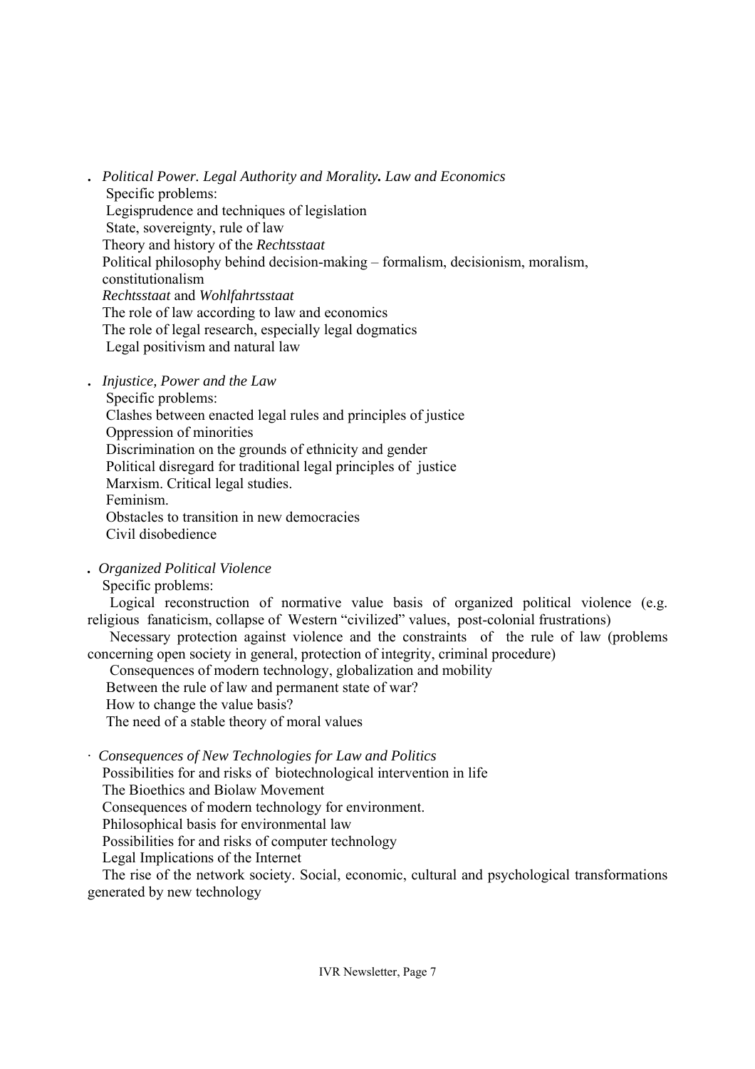- *Political Power. Legal Authority and Morality****.*** *Law and Economics*

  Specific problems:

  Legisprudence and techniques of legislation

  State, sovereignty, rule of law

  Theory and history of the *Rechtsstaat*

  Political philosophy behind decision-making – formalism, decisionism, moralism, constitutionalism

  *Rechtsstaat* and *Wohlfahrtsstaat*

  The role of law according to law and economics

  The role of legal research, especially legal dogmatics

  Legal positivism and natural law

- *Injustice, Power and the Law*

  Specific problems:

  Clashes between enacted legal rules and principles of justice

  Oppression of minorities

  Discrimination on the grounds of ethnicity and gender

  Political disregard for traditional legal principles of justice

  Marxism. Critical legal studies.

  Feminism.

  Obstacles to transition in new democracies

  Civil disobedience

- *Organized Political Violence*

  Specific problems:

  Logical reconstruction of normative value basis of organized political violence (e.g. religious fanaticism, collapse of Western "civilized" values, post-colonial frustrations)

  Necessary protection against violence and the constraints of the rule of law (problems concerning open society in general, protection of integrity, criminal procedure)

  Consequences of modern technology, globalization and mobility

  Between the rule of law and permanent state of war?

  How to change the value basis?

  The need of a stable theory of moral values

- *Consequences of New Technologies for Law and Politics*

  Possibilities for and risks of biotechnological intervention in life

  The Bioethics and Biolaw Movement

  Consequences of modern technology for environment.

  Philosophical basis for environmental law

  Possibilities for and risks of computer technology

  Legal Implications of the Internet

  The rise of the network society. Social, economic, cultural and psychological transformations generated by new technology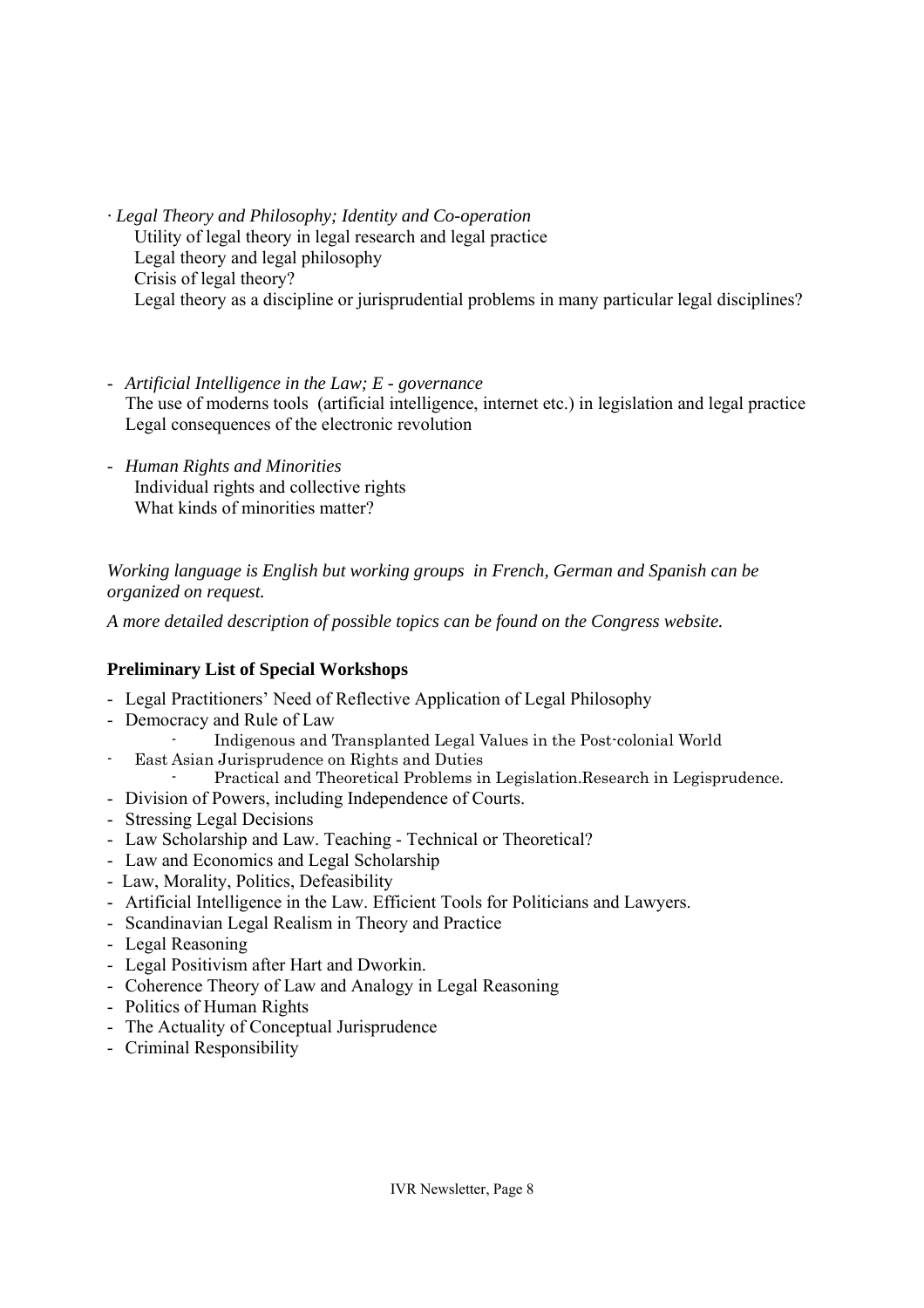· *Legal Theory and Philosophy; Identity and Co-operation*

Utility of legal theory in legal research and legal practice
Legal theory and legal philosophy
Crisis of legal theory?
Legal theory as a discipline or jurisprudential problems in many particular legal disciplines?

- *Artificial Intelligence in the Law; E - governance*

  The use of moderns tools (artificial intelligence, internet etc.) in legislation and legal practice
  Legal consequences of the electronic revolution

- *Human Rights and Minorities*

  Individual rights and collective rights
  What kinds of minorities matter?

*Working language is English but working groups in French, German and Spanish can be organized on request.*

*A more detailed description of possible topics can be found on the Congress website.*

**Preliminary List of Special Workshops**

- Legal Practitioners' Need of Reflective Application of Legal Philosophy
- Democracy and Rule of Law
  - Indigenous and Transplanted Legal Values in the Post-colonial World
- East Asian Jurisprudence on Rights and Duties
  - Practical and Theoretical Problems in Legislation.Research in Legisprudence.
- Division of Powers, including Independence of Courts.
- Stressing Legal Decisions
- Law Scholarship and Law. Teaching - Technical or Theoretical?
- Law and Economics and Legal Scholarship
- Law, Morality, Politics, Defeasibility
- Artificial Intelligence in the Law. Efficient Tools for Politicians and Lawyers.
- Scandinavian Legal Realism in Theory and Practice
- Legal Reasoning
- Legal Positivism after Hart and Dworkin.
- Coherence Theory of Law and Analogy in Legal Reasoning
- Politics of Human Rights
- The Actuality of Conceptual Jurisprudence
- Criminal Responsibility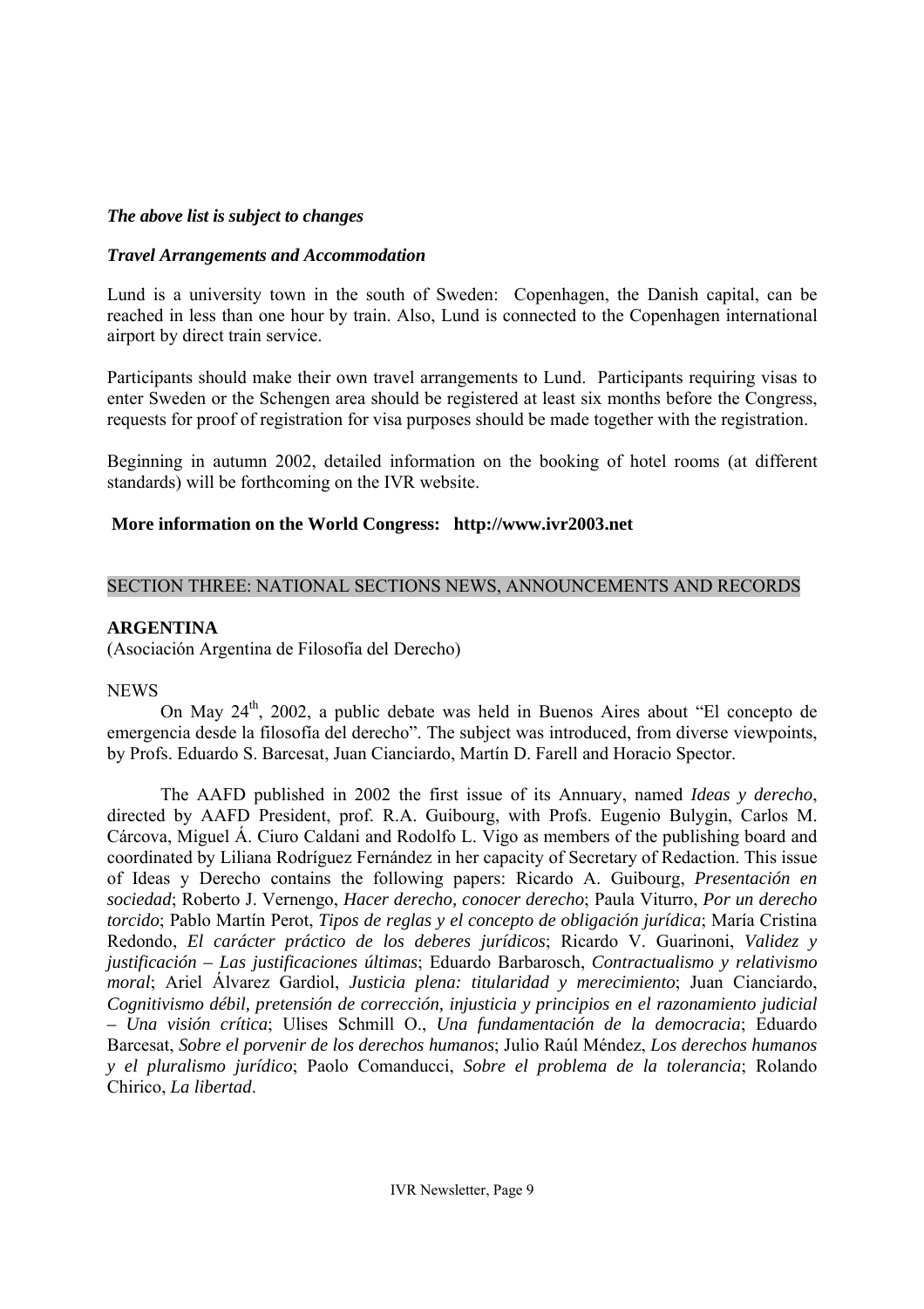***The above list is subject to changes***

***Travel Arrangements and Accommodation***

Lund is a university town in the south of Sweden: Copenhagen, the Danish capital, can be reached in less than one hour by train. Also, Lund is connected to the Copenhagen international airport by direct train service.

Participants should make their own travel arrangements to Lund. Participants requiring visas to enter Sweden or the Schengen area should be registered at least six months before the Congress, requests for proof of registration for visa purposes should be made together with the registration.

Beginning in autumn 2002, detailed information on the booking of hotel rooms (at different standards) will be forthcoming on the IVR website.

**More information on the World Congress: http://www.ivr2003.net**

## SECTION THREE: NATIONAL SECTIONS NEWS, ANNOUNCEMENTS AND RECORDS

### ARGENTINA

(Asociación Argentina de Filosofía del Derecho)

NEWS

On May 24th, 2002, a public debate was held in Buenos Aires about "El concepto de emergencia desde la filosofía del derecho". The subject was introduced, from diverse viewpoints, by Profs. Eduardo S. Barcesat, Juan Cianciardo, Martín D. Farell and Horacio Spector.

The AAFD published in 2002 the first issue of its Annuary, named *Ideas y derecho*, directed by AAFD President, prof. R.A. Guibourg, with Profs. Eugenio Bulygin, Carlos M. Cárcova, Miguel Á. Ciuro Caldani and Rodolfo L. Vigo as members of the publishing board and coordinated by Liliana Rodríguez Fernández in her capacity of Secretary of Redaction. This issue of Ideas y Derecho contains the following papers: Ricardo A. Guibourg, *Presentación en sociedad*; Roberto J. Vernengo, *Hacer derecho, conocer derecho*; Paula Viturro, *Por un derecho torcido*; Pablo Martín Perot, *Tipos de reglas y el concepto de obligación jurídica*; María Cristina Redondo, *El carácter práctico de los deberes jurídicos*; Ricardo V. Guarinoni, *Validez y justificación – Las justificaciones últimas*; Eduardo Barbarosch, *Contractualismo y relativismo moral*; Ariel Álvarez Gardiol, *Justicia plena: titularidad y merecimiento*; Juan Cianciardo, *Cognitivismo débil, pretensión de corrección, injusticia y principios en el razonamiento judicial – Una visión crítica*; Ulises Schmill O., *Una fundamentación de la democracia*; Eduardo Barcesat, *Sobre el porvenir de los derechos humanos*; Julio Raúl Méndez, *Los derechos humanos y el pluralismo jurídico*; Paolo Comanducci, *Sobre el problema de la tolerancia*; Rolando Chirico, *La libertad*.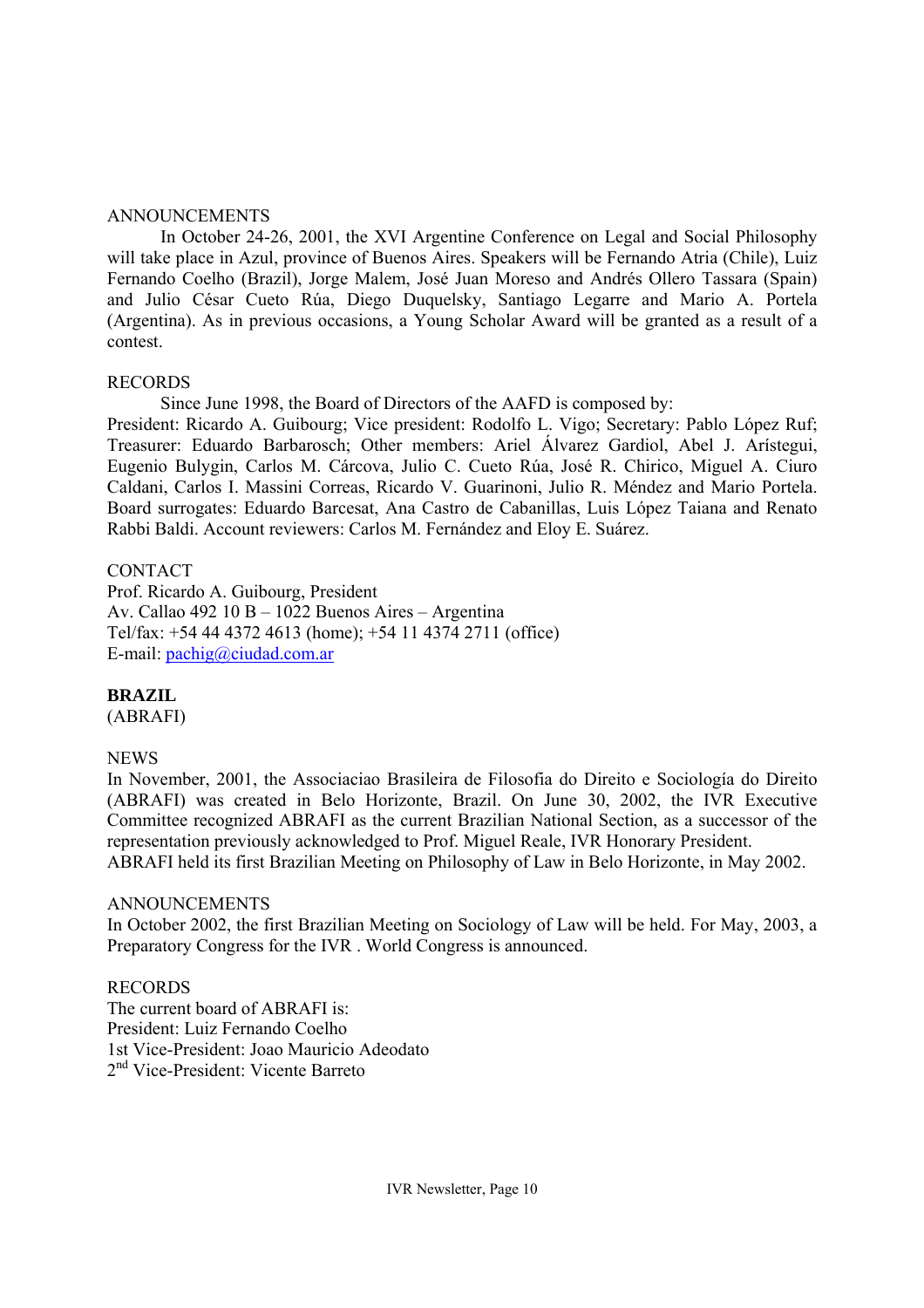ANNOUNCEMENTS

In October 24-26, 2001, the XVI Argentine Conference on Legal and Social Philosophy will take place in Azul, province of Buenos Aires. Speakers will be Fernando Atria (Chile), Luiz Fernando Coelho (Brazil), Jorge Malem, José Juan Moreso and Andrés Ollero Tassara (Spain) and Julio César Cueto Rúa, Diego Duquelsky, Santiago Legarre and Mario A. Portela (Argentina). As in previous occasions, a Young Scholar Award will be granted as a result of a contest.

RECORDS

Since June 1998, the Board of Directors of the AAFD is composed by:
President: Ricardo A. Guibourg; Vice president: Rodolfo L. Vigo; Secretary: Pablo López Ruf; Treasurer: Eduardo Barbarosch; Other members: Ariel Álvarez Gardiol, Abel J. Arístegui, Eugenio Bulygin, Carlos M. Cárcova, Julio C. Cueto Rúa, José R. Chirico, Miguel A. Ciuro Caldani, Carlos I. Massini Correas, Ricardo V. Guarinoni, Julio R. Méndez and Mario Portela. Board surrogates: Eduardo Barcesat, Ana Castro de Cabanillas, Luis López Taiana and Renato Rabbi Baldi. Account reviewers: Carlos M. Fernández and Eloy E. Suárez.

CONTACT

Prof. Ricardo A. Guibourg, President
Av. Callao 492 10 B – 1022 Buenos Aires – Argentina
Tel/fax: +54 44 4372 4613 (home); +54 11 4374 2711 (office)
E-mail: pachig@ciudad.com.ar

**BRAZIL**
(ABRAFI)

NEWS

In November, 2001, the Associaciao Brasileira de Filosofia do Direito e Sociología do Direito (ABRAFI) was created in Belo Horizonte, Brazil. On June 30, 2002, the IVR Executive Committee recognized ABRAFI as the current Brazilian National Section, as a successor of the representation previously acknowledged to Prof. Miguel Reale, IVR Honorary President.
ABRAFI held its first Brazilian Meeting on Philosophy of Law in Belo Horizonte, in May 2002.

ANNOUNCEMENTS

In October 2002, the first Brazilian Meeting on Sociology of Law will be held. For May, 2003, a Preparatory Congress for the IVR . World Congress is announced.

RECORDS

The current board of ABRAFI is:
President: Luiz Fernando Coelho
1st Vice-President: Joao Mauricio Adeodato
2nd Vice-President: Vicente Barreto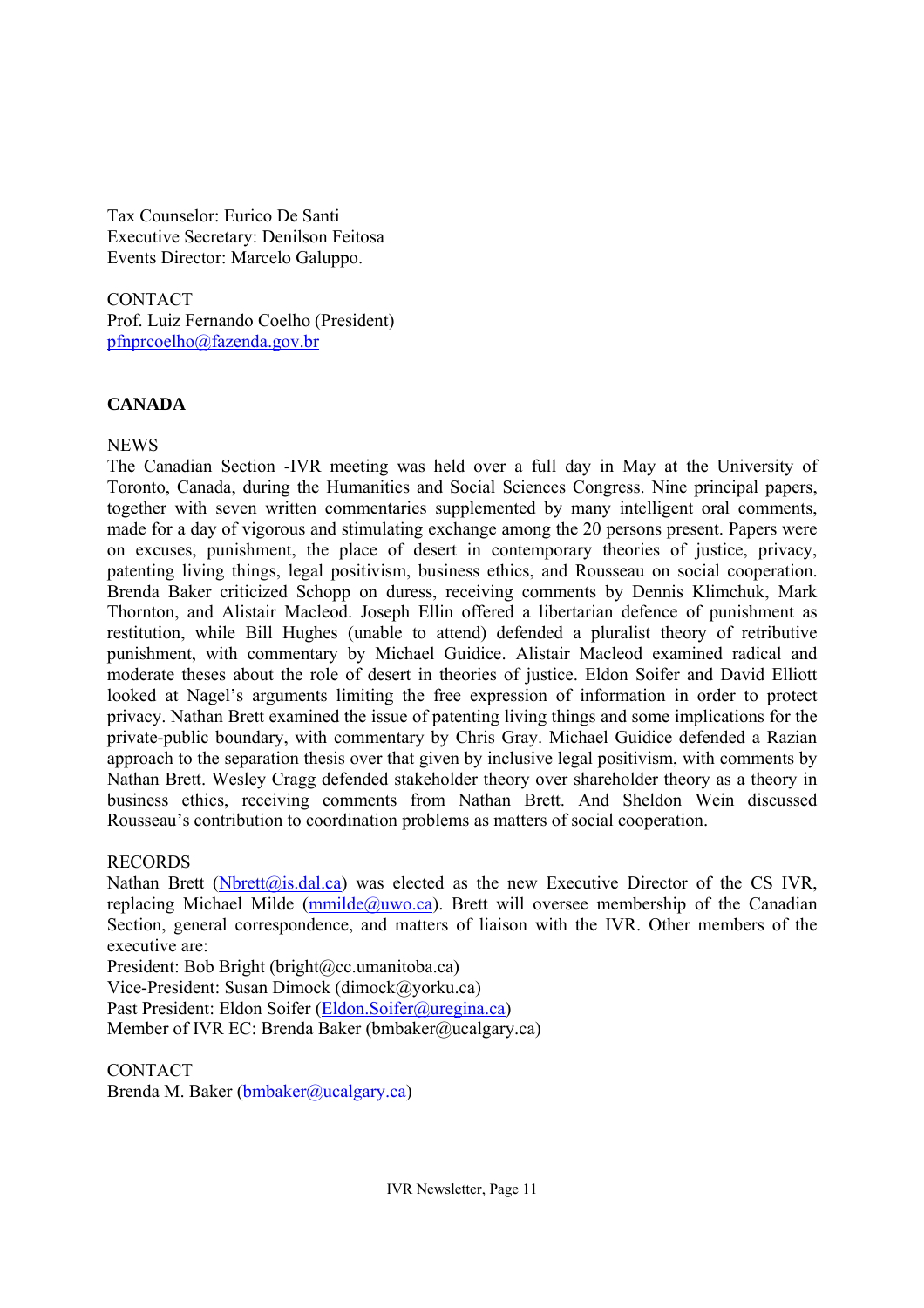Tax Counselor: Eurico De Santi
Executive Secretary: Denilson Feitosa
Events Director: Marcelo Galuppo.

CONTACT
Prof. Luiz Fernando Coelho (President)
pfnprcoelho@fazenda.gov.br

## CANADA

NEWS
The Canadian Section -IVR meeting was held over a full day in May at the University of Toronto, Canada, during the Humanities and Social Sciences Congress. Nine principal papers, together with seven written commentaries supplemented by many intelligent oral comments, made for a day of vigorous and stimulating exchange among the 20 persons present. Papers were on excuses, punishment, the place of desert in contemporary theories of justice, privacy, patenting living things, legal positivism, business ethics, and Rousseau on social cooperation. Brenda Baker criticized Schopp on duress, receiving comments by Dennis Klimchuk, Mark Thornton, and Alistair Macleod. Joseph Ellin offered a libertarian defence of punishment as restitution, while Bill Hughes (unable to attend) defended a pluralist theory of retributive punishment, with commentary by Michael Guidice. Alistair Macleod examined radical and moderate theses about the role of desert in theories of justice. Eldon Soifer and David Elliott looked at Nagel's arguments limiting the free expression of information in order to protect privacy. Nathan Brett examined the issue of patenting living things and some implications for the private-public boundary, with commentary by Chris Gray. Michael Guidice defended a Razian approach to the separation thesis over that given by inclusive legal positivism, with comments by Nathan Brett. Wesley Cragg defended stakeholder theory over shareholder theory as a theory in business ethics, receiving comments from Nathan Brett. And Sheldon Wein discussed Rousseau's contribution to coordination problems as matters of social cooperation.

RECORDS
Nathan Brett (Nbrett@is.dal.ca) was elected as the new Executive Director of the CS IVR, replacing Michael Milde (mmilde@uwo.ca). Brett will oversee membership of the Canadian Section, general correspondence, and matters of liaison with the IVR. Other members of the executive are:
President: Bob Bright (bright@cc.umanitoba.ca)
Vice-President: Susan Dimock (dimock@yorku.ca)
Past President: Eldon Soifer (Eldon.Soifer@uregina.ca)
Member of IVR EC: Brenda Baker (bmbaker@ucalgary.ca)

CONTACT
Brenda M. Baker (bmbaker@ucalgary.ca)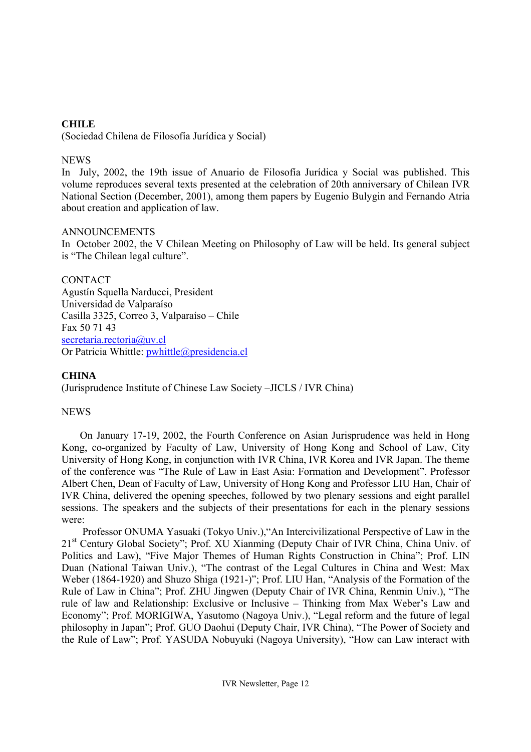## CHILE

(Sociedad Chilena de Filosofía Jurídica y Social)

NEWS

In July, 2002, the 19th issue of Anuario de Filosofía Jurídica y Social was published. This volume reproduces several texts presented at the celebration of 20th anniversary of Chilean IVR National Section (December, 2001), among them papers by Eugenio Bulygin and Fernando Atria about creation and application of law.

ANNOUNCEMENTS

In October 2002, the V Chilean Meeting on Philosophy of Law will be held. Its general subject is "The Chilean legal culture".

CONTACT

Agustín Squella Narducci, President
Universidad de Valparaíso
Casilla 3325, Correo 3, Valparaíso – Chile
Fax 50 71 43
secretaria.rectoria@uv.cl
Or Patricia Whittle: pwhittle@presidencia.cl

## CHINA

(Jurisprudence Institute of Chinese Law Society –JICLS / IVR China)

NEWS

On January 17-19, 2002, the Fourth Conference on Asian Jurisprudence was held in Hong Kong, co-organized by Faculty of Law, University of Hong Kong and School of Law, City University of Hong Kong, in conjunction with IVR China, IVR Korea and IVR Japan. The theme of the conference was "The Rule of Law in East Asia: Formation and Development". Professor Albert Chen, Dean of Faculty of Law, University of Hong Kong and Professor LIU Han, Chair of IVR China, delivered the opening speeches, followed by two plenary sessions and eight parallel sessions. The speakers and the subjects of their presentations for each in the plenary sessions were:

Professor ONUMA Yasuaki (Tokyo Univ.),"An Intercivilizational Perspective of Law in the 21st Century Global Society"; Prof. XU Xianming (Deputy Chair of IVR China, China Univ. of Politics and Law), "Five Major Themes of Human Rights Construction in China"; Prof. LIN Duan (National Taiwan Univ.), "The contrast of the Legal Cultures in China and West: Max Weber (1864-1920) and Shuzo Shiga (1921-)"; Prof. LIU Han, "Analysis of the Formation of the Rule of Law in China"; Prof. ZHU Jingwen (Deputy Chair of IVR China, Renmin Univ.), "The rule of law and Relationship: Exclusive or Inclusive – Thinking from Max Weber's Law and Economy"; Prof. MORIGIWA, Yasutomo (Nagoya Univ.), "Legal reform and the future of legal philosophy in Japan"; Prof. GUO Daohui (Deputy Chair, IVR China), "The Power of Society and the Rule of Law"; Prof. YASUDA Nobuyuki (Nagoya University), "How can Law interact with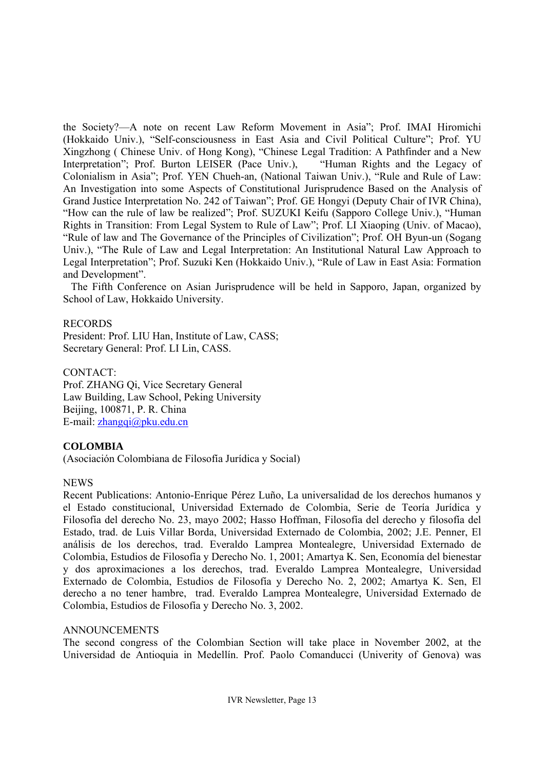the Society?—A note on recent Law Reform Movement in Asia"; Prof. IMAI Hiromichi (Hokkaido Univ.), "Self-consciousness in East Asia and Civil Political Culture"; Prof. YU Xingzhong ( Chinese Univ. of Hong Kong), "Chinese Legal Tradition: A Pathfinder and a New Interpretation"; Prof. Burton LEISER (Pace Univ.), "Human Rights and the Legacy of Colonialism in Asia"; Prof. YEN Chueh-an, (National Taiwan Univ.), "Rule and Rule of Law: An Investigation into some Aspects of Constitutional Jurisprudence Based on the Analysis of Grand Justice Interpretation No. 242 of Taiwan"; Prof. GE Hongyi (Deputy Chair of IVR China), "How can the rule of law be realized"; Prof. SUZUKI Keifu (Sapporo College Univ.), "Human Rights in Transition: From Legal System to Rule of Law"; Prof. LI Xiaoping (Univ. of Macao), "Rule of law and The Governance of the Principles of Civilization"; Prof. OH Byun-un (Sogang Univ.), "The Rule of Law and Legal Interpretation: An Institutional Natural Law Approach to Legal Interpretation"; Prof. Suzuki Ken (Hokkaido Univ.), "Rule of Law in East Asia: Formation and Development".

The Fifth Conference on Asian Jurisprudence will be held in Sapporo, Japan, organized by School of Law, Hokkaido University.

RECORDS
President: Prof. LIU Han, Institute of Law, CASS;
Secretary General: Prof. LI Lin, CASS.

CONTACT:
Prof. ZHANG Qi, Vice Secretary General
Law Building, Law School, Peking University
Beijing, 100871, P. R. China
E-mail: zhangqi@pku.edu.cn

**COLOMBIA**
(Asociación Colombiana de Filosofía Jurídica y Social)

NEWS
Recent Publications: Antonio-Enrique Pérez Luño, La universalidad de los derechos humanos y el Estado constitucional, Universidad Externado de Colombia, Serie de Teoría Jurídica y Filosofía del derecho No. 23, mayo 2002; Hasso Hoffman, Filosofía del derecho y filosofía del Estado, trad. de Luis Villar Borda, Universidad Externado de Colombia, 2002; J.E. Penner, El análisis de los derechos, trad. Everaldo Lamprea Montealegre, Universidad Externado de Colombia, Estudios de Filosofía y Derecho No. 1, 2001; Amartya K. Sen, Economía del bienestar y dos aproximaciones a los derechos, trad. Everaldo Lamprea Montealegre, Universidad Externado de Colombia, Estudios de Filosofía y Derecho No. 2, 2002; Amartya K. Sen, El derecho a no tener hambre, trad. Everaldo Lamprea Montealegre, Universidad Externado de Colombia, Estudios de Filosofía y Derecho No. 3, 2002.

ANNOUNCEMENTS
The second congress of the Colombian Section will take place in November 2002, at the Universidad de Antioquia in Medellín. Prof. Paolo Comanducci (Univerity of Genova) was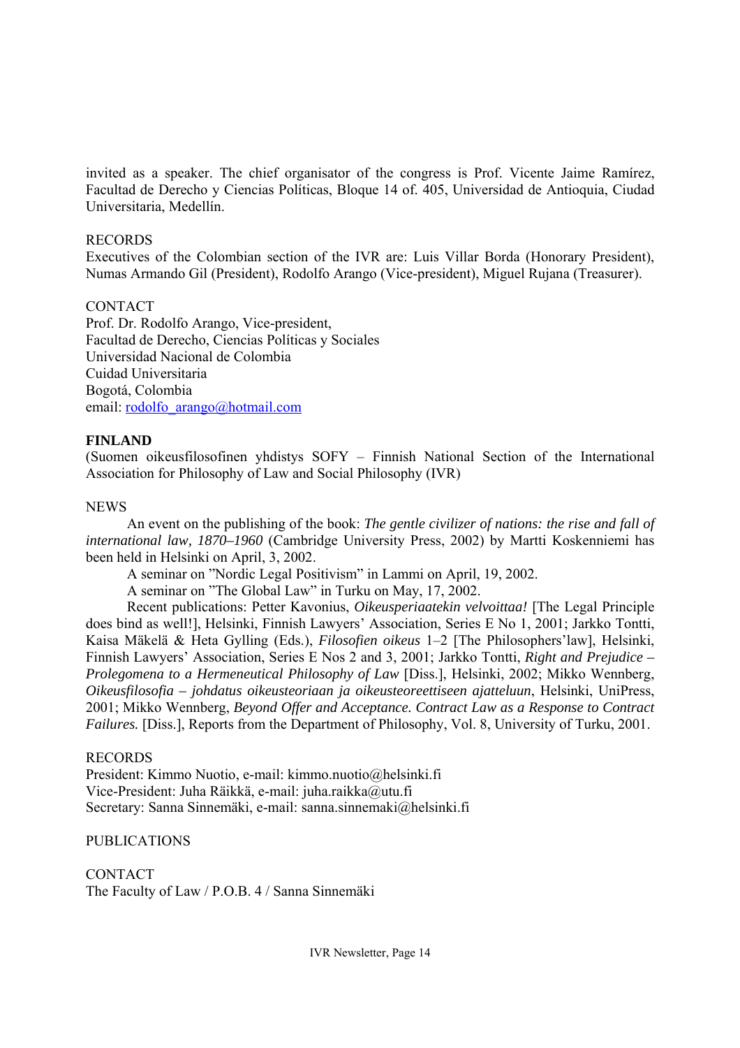invited as a speaker. The chief organisator of the congress is Prof. Vicente Jaime Ramírez, Facultad de Derecho y Ciencias Políticas, Bloque 14 of. 405, Universidad de Antioquia, Ciudad Universitaria, Medellín.

RECORDS
Executives of the Colombian section of the IVR are: Luis Villar Borda (Honorary President), Numas Armando Gil (President), Rodolfo Arango (Vice-president), Miguel Rujana (Treasurer).

CONTACT
Prof. Dr. Rodolfo Arango, Vice-president,
Facultad de Derecho, Ciencias Políticas y Sociales
Universidad Nacional de Colombia
Cuidad Universitaria
Bogotá, Colombia
email: rodolfo_arango@hotmail.com

**FINLAND**
(Suomen oikeusfilosofinen yhdistys SOFY – Finnish National Section of the International Association for Philosophy of Law and Social Philosophy (IVR)

NEWS

An event on the publishing of the book: *The gentle civilizer of nations: the rise and fall of international law, 1870–1960* (Cambridge University Press, 2002) by Martti Koskenniemi has been held in Helsinki on April, 3, 2002.

A seminar on "Nordic Legal Positivism" in Lammi on April, 19, 2002.

A seminar on "The Global Law" in Turku on May, 17, 2002.

Recent publications: Petter Kavonius, *Oikeusperiaatekin velvoittaa!* [The Legal Principle does bind as well!], Helsinki, Finnish Lawyers' Association, Series E No 1, 2001; Jarkko Tontti, Kaisa Mäkelä & Heta Gylling (Eds.), *Filosofien oikeus* 1–2 [The Philosophers'law], Helsinki, Finnish Lawyers' Association, Series E Nos 2 and 3, 2001; Jarkko Tontti, *Right and Prejudice – Prolegomena to a Hermeneutical Philosophy of Law* [Diss.], Helsinki, 2002; Mikko Wennberg, *Oikeusfilosofia – johdatus oikeusteoriaan ja oikeusteoreettiseen ajatteluun*, Helsinki, UniPress, 2001; Mikko Wennberg, *Beyond Offer and Acceptance. Contract Law as a Response to Contract Failures.* [Diss.], Reports from the Department of Philosophy, Vol. 8, University of Turku, 2001.

RECORDS
President: Kimmo Nuotio, e-mail: kimmo.nuotio@helsinki.fi
Vice-President: Juha Räikkä, e-mail: juha.raikka@utu.fi
Secretary: Sanna Sinnemäki, e-mail: sanna.sinnemaki@helsinki.fi

PUBLICATIONS

CONTACT
The Faculty of Law / P.O.B. 4 / Sanna Sinnemäki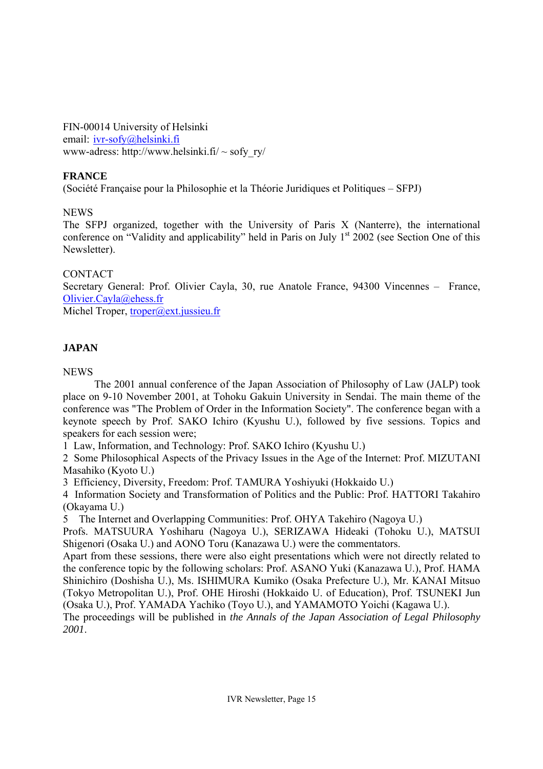FIN-00014 University of Helsinki
email: ivr-sofy@helsinki.fi
www-adress: http://www.helsinki.fi/ ~ sofy_ry/

**FRANCE**
(Société Française pour la Philosophie et la Théorie Juridiques et Politiques – SFPJ)

NEWS
The SFPJ organized, together with the University of Paris X (Nanterre), the international conference on "Validity and applicability" held in Paris on July 1[st] 2002 (see Section One of this Newsletter).

CONTACT
Secretary General: Prof. Olivier Cayla, 30, rue Anatole France, 94300 Vincennes – France, Olivier.Cayla@ehess.fr
Michel Troper, troper@ext.jussieu.fr

**JAPAN**

NEWS

The 2001 annual conference of the Japan Association of Philosophy of Law (JALP) took place on 9-10 November 2001, at Tohoku Gakuin University in Sendai. The main theme of the conference was "The Problem of Order in the Information Society". The conference began with a keynote speech by Prof. SAKO Ichiro (Kyushu U.), followed by five sessions. Topics and speakers for each session were;

1 Law, Information, and Technology: Prof. SAKO Ichiro (Kyushu U.)
2 Some Philosophical Aspects of the Privacy Issues in the Age of the Internet: Prof. MIZUTANI Masahiko (Kyoto U.)
3 Efficiency, Diversity, Freedom: Prof. TAMURA Yoshiyuki (Hokkaido U.)
4 Information Society and Transformation of Politics and the Public: Prof. HATTORI Takahiro (Okayama U.)
5 The Internet and Overlapping Communities: Prof. OHYA Takehiro (Nagoya U.)

Profs. MATSUURA Yoshiharu (Nagoya U.), SERIZAWA Hideaki (Tohoku U.), MATSUI Shigenori (Osaka U.) and AONO Toru (Kanazawa U.) were the commentators.
Apart from these sessions, there were also eight presentations which were not directly related to the conference topic by the following scholars: Prof. ASANO Yuki (Kanazawa U.), Prof. HAMA Shinichiro (Doshisha U.), Ms. ISHIMURA Kumiko (Osaka Prefecture U.), Mr. KANAI Mitsuo (Tokyo Metropolitan U.), Prof. OHE Hiroshi (Hokkaido U. of Education), Prof. TSUNEKI Jun (Osaka U.), Prof. YAMADA Yachiko (Toyo U.), and YAMAMOTO Yoichi (Kagawa U.).
The proceedings will be published in *the Annals of the Japan Association of Legal Philosophy 2001*.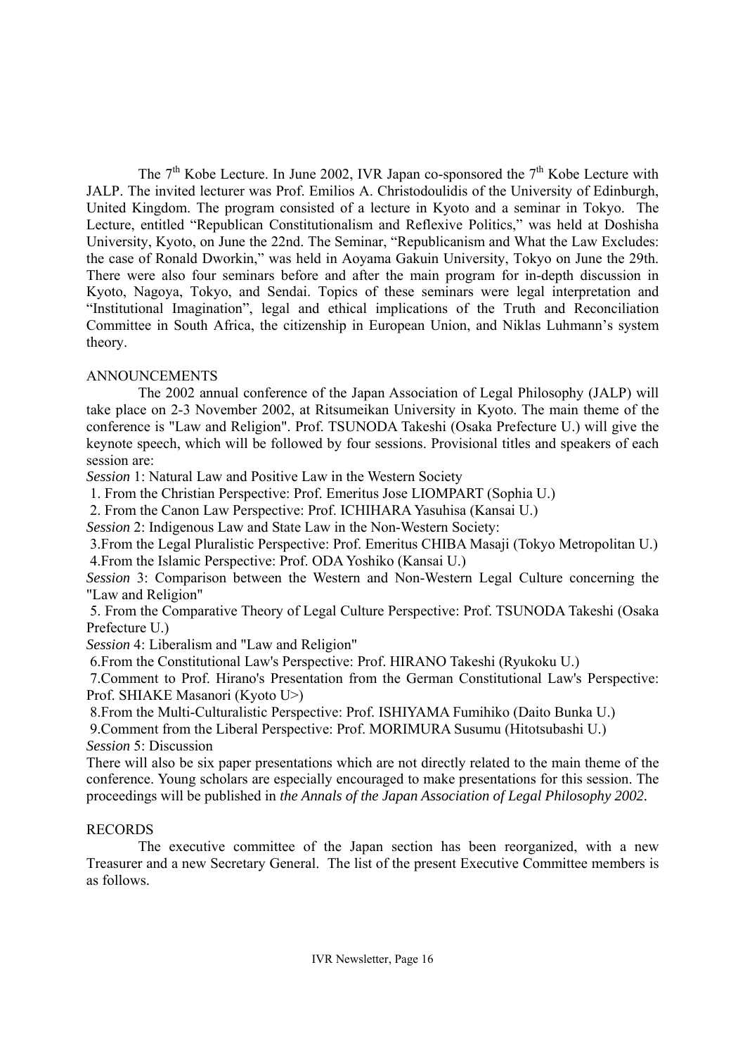The 7th Kobe Lecture. In June 2002, IVR Japan co-sponsored the 7th Kobe Lecture with JALP. The invited lecturer was Prof. Emilios A. Christodoulidis of the University of Edinburgh, United Kingdom. The program consisted of a lecture in Kyoto and a seminar in Tokyo. The Lecture, entitled "Republican Constitutionalism and Reflexive Politics," was held at Doshisha University, Kyoto, on June the 22nd. The Seminar, "Republicanism and What the Law Excludes: the case of Ronald Dworkin," was held in Aoyama Gakuin University, Tokyo on June the 29th. There were also four seminars before and after the main program for in-depth discussion in Kyoto, Nagoya, Tokyo, and Sendai. Topics of these seminars were legal interpretation and "Institutional Imagination", legal and ethical implications of the Truth and Reconciliation Committee in South Africa, the citizenship in European Union, and Niklas Luhmann's system theory.

ANNOUNCEMENTS

The 2002 annual conference of the Japan Association of Legal Philosophy (JALP) will take place on 2-3 November 2002, at Ritsumeikan University in Kyoto. The main theme of the conference is "Law and Religion". Prof. TSUNODA Takeshi (Osaka Prefecture U.) will give the keynote speech, which will be followed by four sessions. Provisional titles and speakers of each session are:

*Session* 1: Natural Law and Positive Law in the Western Society

1. From the Christian Perspective: Prof. Emeritus Jose LIOMPART (Sophia U.)
2. From the Canon Law Perspective: Prof. ICHIHARA Yasuhisa (Kansai U.)

*Session* 2: Indigenous Law and State Law in the Non-Western Society:

3. From the Legal Pluralistic Perspective: Prof. Emeritus CHIBA Masaji (Tokyo Metropolitan U.)
4. From the Islamic Perspective: Prof. ODA Yoshiko (Kansai U.)

*Session* 3: Comparison between the Western and Non-Western Legal Culture concerning the "Law and Religion"

5. From the Comparative Theory of Legal Culture Perspective: Prof. TSUNODA Takeshi (Osaka Prefecture U.)

*Session* 4: Liberalism and "Law and Religion"

6. From the Constitutional Law's Perspective: Prof. HIRANO Takeshi (Ryukoku U.)
7. Comment to Prof. Hirano's Presentation from the German Constitutional Law's Perspective: Prof. SHIAKE Masanori (Kyoto U>)
8. From the Multi-Culturalistic Perspective: Prof. ISHIYAMA Fumihiko (Daito Bunka U.)
9. Comment from the Liberal Perspective: Prof. MORIMURA Susumu (Hitotsubashi U.)

*Session* 5: Discussion

There will also be six paper presentations which are not directly related to the main theme of the conference. Young scholars are especially encouraged to make presentations for this session. The proceedings will be published in *the Annals of the Japan Association of Legal Philosophy 2002*.

RECORDS

The executive committee of the Japan section has been reorganized, with a new Treasurer and a new Secretary General. The list of the present Executive Committee members is as follows.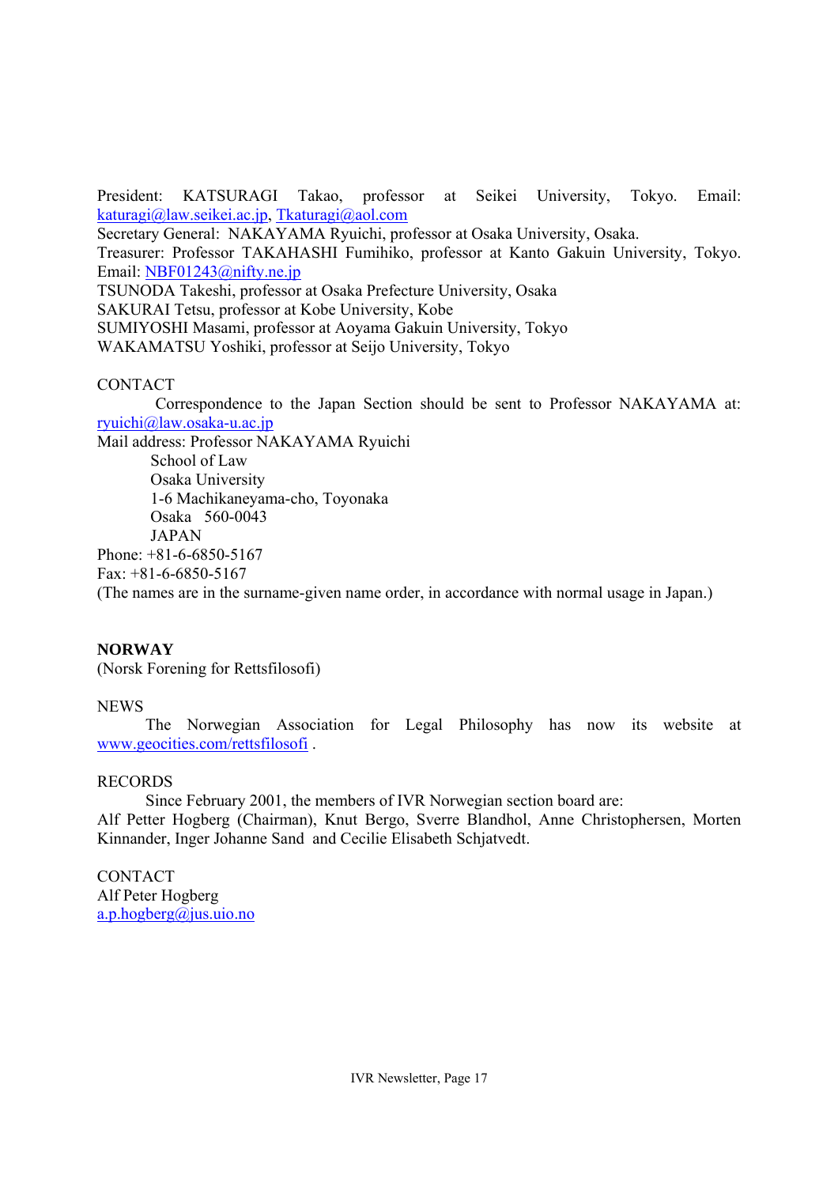President: KATSURAGI Takao, professor at Seikei University, Tokyo. Email: katuragi@law.seikei.ac.jp, Tkaturagi@aol.com
Secretary General: NAKAYAMA Ryuichi, professor at Osaka University, Osaka.
Treasurer: Professor TAKAHASHI Fumihiko, professor at Kanto Gakuin University, Tokyo. Email: NBF01243@nifty.ne.jp
TSUNODA Takeshi, professor at Osaka Prefecture University, Osaka
SAKURAI Tetsu, professor at Kobe University, Kobe
SUMIYOSHI Masami, professor at Aoyama Gakuin University, Tokyo
WAKAMATSU Yoshiki, professor at Seijo University, Tokyo

CONTACT

Correspondence to the Japan Section should be sent to Professor NAKAYAMA at: ryuichi@law.osaka-u.ac.jp

Mail address: Professor NAKAYAMA Ryuichi
School of Law
Osaka University
1-6 Machikaneyama-cho, Toyonaka
Osaka 560-0043
JAPAN

Phone: +81-6-6850-5167
Fax: +81-6-6850-5167
(The names are in the surname-given name order, in accordance with normal usage in Japan.)

**NORWAY**
(Norsk Forening for Rettsfilosofi)

NEWS

The Norwegian Association for Legal Philosophy has now its website at www.geocities.com/rettsfilosofi .

RECORDS

Since February 2001, the members of IVR Norwegian section board are:
Alf Petter Hogberg (Chairman), Knut Bergo, Sverre Blandhol, Anne Christophersen, Morten Kinnander, Inger Johanne Sand and Cecilie Elisabeth Schjatvedt.

CONTACT
Alf Peter Hogberg
a.p.hogberg@jus.uio.no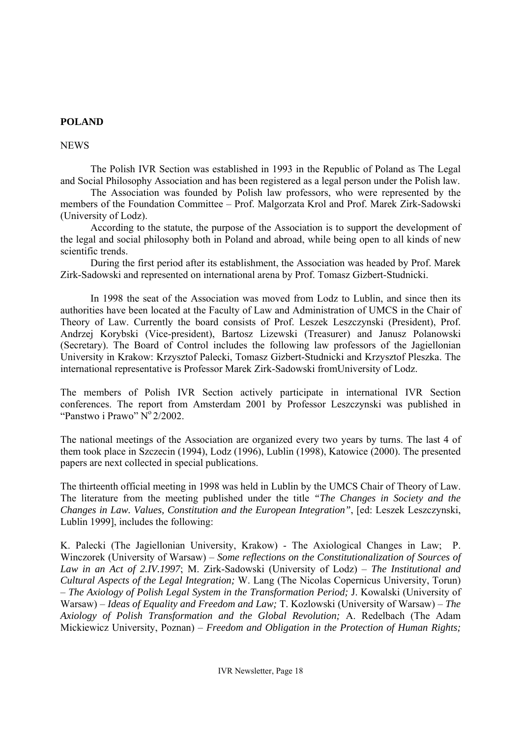## POLAND

NEWS

The Polish IVR Section was established in 1993 in the Republic of Poland as The Legal and Social Philosophy Association and has been registered as a legal person under the Polish law.

The Association was founded by Polish law professors, who were represented by the members of the Foundation Committee – Prof. Malgorzata Krol and Prof. Marek Zirk-Sadowski (University of Lodz).

According to the statute, the purpose of the Association is to support the development of the legal and social philosophy both in Poland and abroad, while being open to all kinds of new scientific trends.

During the first period after its establishment, the Association was headed by Prof. Marek Zirk-Sadowski and represented on international arena by Prof. Tomasz Gizbert-Studnicki.

In 1998 the seat of the Association was moved from Lodz to Lublin, and since then its authorities have been located at the Faculty of Law and Administration of UMCS in the Chair of Theory of Law. Currently the board consists of Prof. Leszek Leszczynski (President), Prof. Andrzej Korybski (Vice-president), Bartosz Lizewski (Treasurer) and Janusz Polanowski (Secretary). The Board of Control includes the following law professors of the Jagiellonian University in Krakow: Krzysztof Palecki, Tomasz Gizbert-Studnicki and Krzysztof Pleszka. The international representative is Professor Marek Zirk-Sadowski fromUniversity of Lodz.

The members of Polish IVR Section actively participate in international IVR Section conferences. The report from Amsterdam 2001 by Professor Leszczynski was published in "Panstwo i Prawo" N[o] 2/2002.

The national meetings of the Association are organized every two years by turns. The last 4 of them took place in Szczecin (1994), Lodz (1996), Lublin (1998), Katowice (2000). The presented papers are next collected in special publications.

The thirteenth official meeting in 1998 was held in Lublin by the UMCS Chair of Theory of Law. The literature from the meeting published under the title *"The Changes in Society and the Changes in Law. Values, Constitution and the European Integration"*, [ed: Leszek Leszczynski, Lublin 1999], includes the following:

K. Palecki (The Jagiellonian University, Krakow) - The Axiological Changes in Law; P. Winczorek (University of Warsaw) – *Some reflections on the Constitutionalization of Sources of Law in an Act of 2.IV.1997*; M. Zirk-Sadowski (University of Lodz) – *The Institutional and Cultural Aspects of the Legal Integration;* W. Lang (The Nicolas Copernicus University, Torun) – *The Axiology of Polish Legal System in the Transformation Period;* J. Kowalski (University of Warsaw) – *Ideas of Equality and Freedom and Law;* T. Kozlowski (University of Warsaw) – *The Axiology of Polish Transformation and the Global Revolution;* A. Redelbach (The Adam Mickiewicz University, Poznan) – *Freedom and Obligation in the Protection of Human Rights;*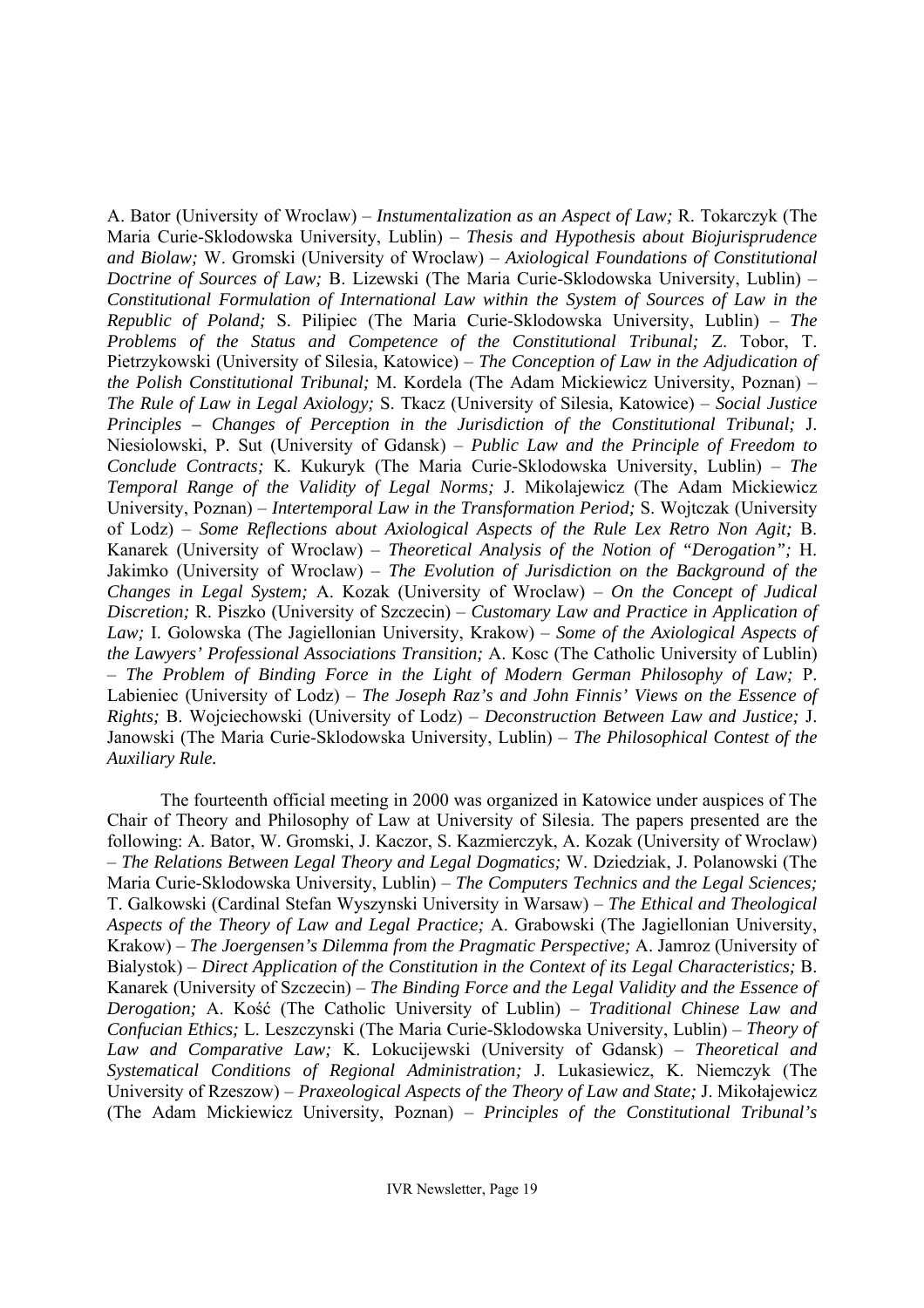A. Bator (University of Wroclaw) – *Instumentalization as an Aspect of Law;* R. Tokarczyk (The Maria Curie-Sklodowska University, Lublin) – *Thesis and Hypothesis about Biojurisprudence and Biolaw;* W. Gromski (University of Wroclaw) – *Axiological Foundations of Constitutional Doctrine of Sources of Law;* B. Lizewski (The Maria Curie-Sklodowska University, Lublin) – *Constitutional Formulation of International Law within the System of Sources of Law in the Republic of Poland;* S. Pilipiec (The Maria Curie-Sklodowska University, Lublin) – *The Problems of the Status and Competence of the Constitutional Tribunal;* Z. Tobor, T. Pietrzykowski (University of Silesia, Katowice) – *The Conception of Law in the Adjudication of the Polish Constitutional Tribunal;* M. Kordela (The Adam Mickiewicz University, Poznan) – *The Rule of Law in Legal Axiology;* S. Tkacz (University of Silesia, Katowice) – *Social Justice Principles – Changes of Perception in the Jurisdiction of the Constitutional Tribunal;* J. Niesiolowski, P. Sut (University of Gdansk) – *Public Law and the Principle of Freedom to Conclude Contracts;* K. Kukuryk (The Maria Curie-Sklodowska University, Lublin) – *The Temporal Range of the Validity of Legal Norms;* J. Mikolajewicz (The Adam Mickiewicz University, Poznan) – *Intertemporal Law in the Transformation Period;* S. Wojtczak (University of Lodz) – *Some Reflections about Axiological Aspects of the Rule Lex Retro Non Agit;* B. Kanarek (University of Wroclaw) – *Theoretical Analysis of the Notion of "Derogation";* H. Jakimko (University of Wroclaw) – *The Evolution of Jurisdiction on the Background of the Changes in Legal System;* A. Kozak (University of Wroclaw) – *On the Concept of Judical Discretion;* R. Piszko (University of Szczecin) – *Customary Law and Practice in Application of Law;* I. Golowska (The Jagiellonian University, Krakow) – *Some of the Axiological Aspects of the Lawyers' Professional Associations Transition;* A. Kosc (The Catholic University of Lublin) – *The Problem of Binding Force in the Light of Modern German Philosophy of Law;* P. Labieniec (University of Lodz) – *The Joseph Raz's and John Finnis' Views on the Essence of Rights;* B. Wojciechowski (University of Lodz) – *Deconstruction Between Law and Justice;* J. Janowski (The Maria Curie-Sklodowska University, Lublin) – *The Philosophical Contest of the Auxiliary Rule.*

The fourteenth official meeting in 2000 was organized in Katowice under auspices of The Chair of Theory and Philosophy of Law at University of Silesia. The papers presented are the following: A. Bator, W. Gromski, J. Kaczor, S. Kazmierczyk, A. Kozak (University of Wroclaw) – *The Relations Between Legal Theory and Legal Dogmatics;* W. Dziedziak, J. Polanowski (The Maria Curie-Sklodowska University, Lublin) – *The Computers Technics and the Legal Sciences;* T. Galkowski (Cardinal Stefan Wyszynski University in Warsaw) – *The Ethical and Theological Aspects of the Theory of Law and Legal Practice;* A. Grabowski (The Jagiellonian University, Krakow) – *The Joergensen's Dilemma from the Pragmatic Perspective;* A. Jamroz (University of Bialystok) – *Direct Application of the Constitution in the Context of its Legal Characteristics;* B. Kanarek (University of Szczecin) – *The Binding Force and the Legal Validity and the Essence of Derogation;* A. Kość (The Catholic University of Lublin) – *Traditional Chinese Law and Confucian Ethics;* L. Leszczynski (The Maria Curie-Sklodowska University, Lublin) – *Theory of Law and Comparative Law;* K. Lokucijewski (University of Gdansk) – *Theoretical and Systematical Conditions of Regional Administration;* J. Lukasiewicz, K. Niemczyk (The University of Rzeszow) – *Praxeological Aspects of the Theory of Law and State;* J. Mikołajewicz (The Adam Mickiewicz University, Poznan) – *Principles of the Constitutional Tribunal's*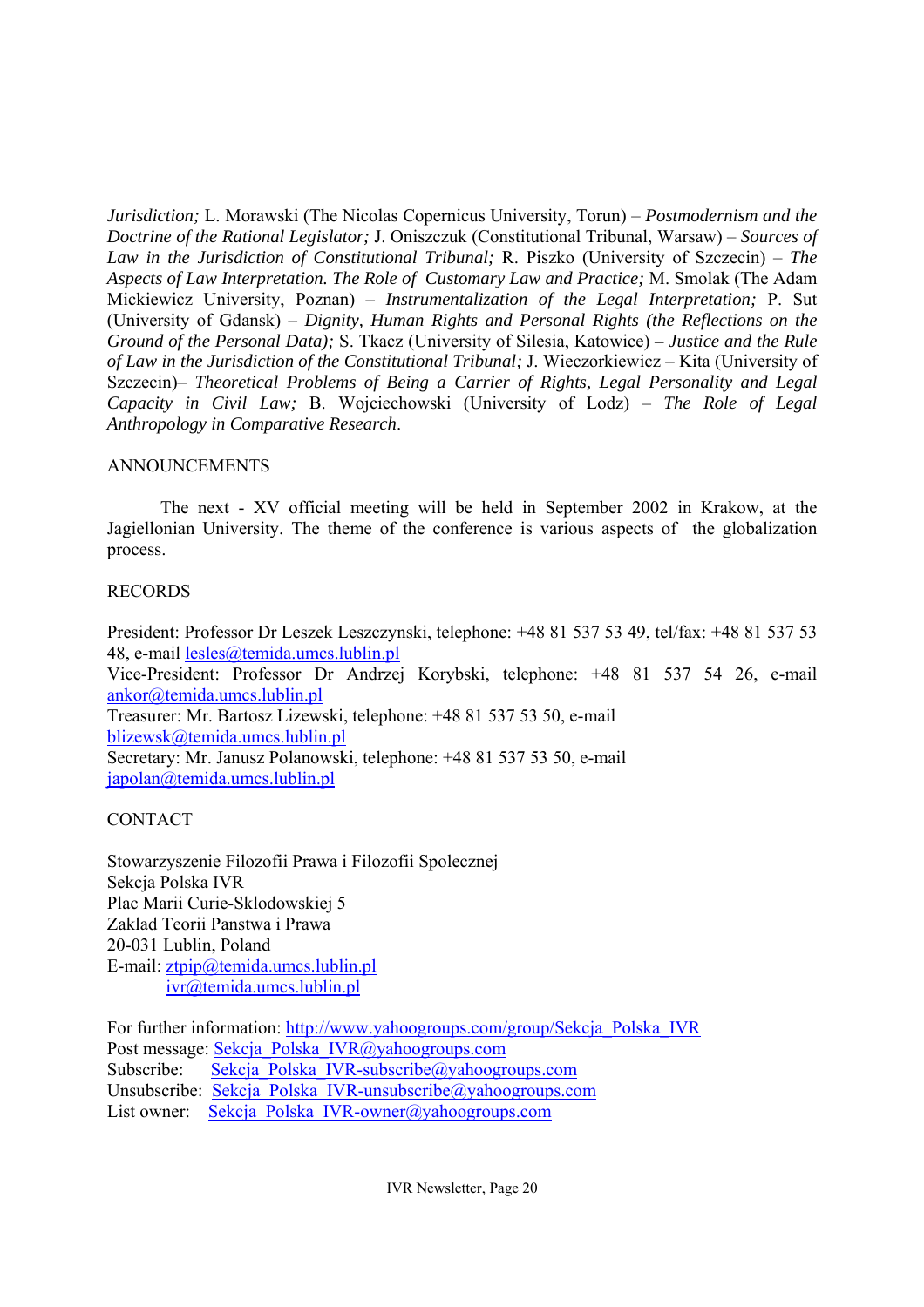*Jurisdiction;* L. Morawski (The Nicolas Copernicus University, Torun) – *Postmodernism and the Doctrine of the Rational Legislator;* J. Oniszczuk (Constitutional Tribunal, Warsaw) – *Sources of Law in the Jurisdiction of Constitutional Tribunal;* R. Piszko (University of Szczecin) – *The Aspects of Law Interpretation. The Role of Customary Law and Practice;* M. Smolak (The Adam Mickiewicz University, Poznan) – *Instrumentalization of the Legal Interpretation;* P. Sut (University of Gdansk) – *Dignity, Human Rights and Personal Rights (the Reflections on the Ground of the Personal Data);* S. Tkacz (University of Silesia, Katowice) – *Justice and the Rule of Law in the Jurisdiction of the Constitutional Tribunal;* J. Wieczorkiewicz – Kita (University of Szczecin)– *Theoretical Problems of Being a Carrier of Rights, Legal Personality and Legal Capacity in Civil Law;* B. Wojciechowski (University of Lodz) – *The Role of Legal Anthropology in Comparative Research*.

ANNOUNCEMENTS

The next - XV official meeting will be held in September 2002 in Krakow, at the Jagiellonian University. The theme of the conference is various aspects of the globalization process.

RECORDS

President: Professor Dr Leszek Leszczynski, telephone: +48 81 537 53 49, tel/fax: +48 81 537 53 48, e-mail lesles@temida.umcs.lublin.pl
Vice-President: Professor Dr Andrzej Korybski, telephone: +48 81 537 54 26, e-mail ankor@temida.umcs.lublin.pl
Treasurer: Mr. Bartosz Lizewski, telephone: +48 81 537 53 50, e-mail blizewsk@temida.umcs.lublin.pl
Secretary: Mr. Janusz Polanowski, telephone: +48 81 537 53 50, e-mail japolan@temida.umcs.lublin.pl

CONTACT

Stowarzyszenie Filozofii Prawa i Filozofii Spolecznej
Sekcja Polska IVR
Plac Marii Curie-Sklodowskiej 5
Zaklad Teorii Panstwa i Prawa
20-031 Lublin, Poland
E-mail: ztpip@temida.umcs.lublin.pl
ivr@temida.umcs.lublin.pl

For further information: http://www.yahoogroups.com/group/Sekcja_Polska_IVR
Post message: Sekcja_Polska_IVR@yahoogroups.com
Subscribe: Sekcja_Polska_IVR-subscribe@yahoogroups.com
Unsubscribe: Sekcja_Polska_IVR-unsubscribe@yahoogroups.com
List owner: Sekcja_Polska_IVR-owner@yahoogroups.com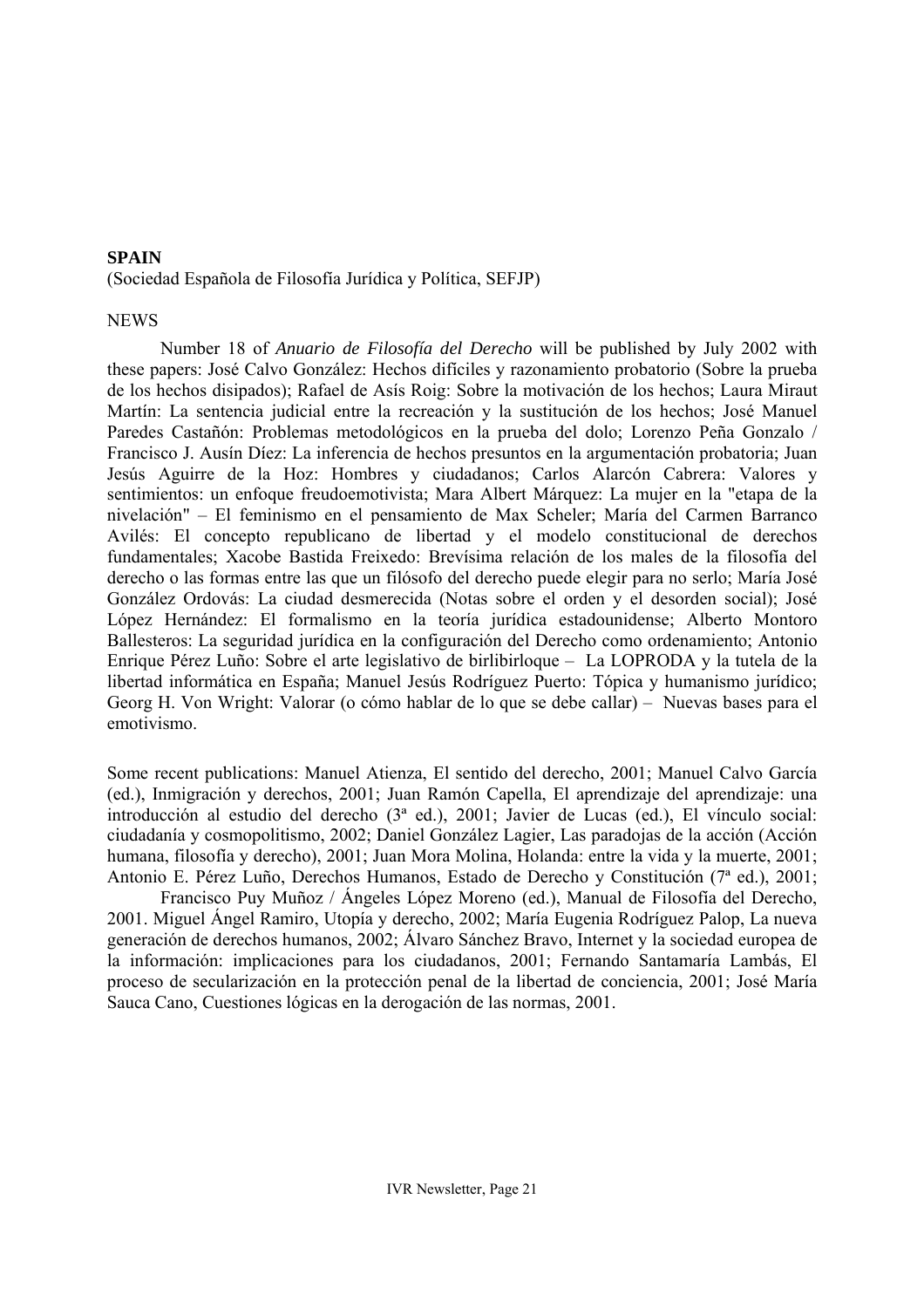**SPAIN**

(Sociedad Española de Filosofía Jurídica y Política, SEFJP)

NEWS

Number 18 of *Anuario de Filosofía del Derecho* will be published by July 2002 with these papers: José Calvo González: Hechos difíciles y razonamiento probatorio (Sobre la prueba de los hechos disipados); Rafael de Asís Roig: Sobre la motivación de los hechos; Laura Miraut Martín: La sentencia judicial entre la recreación y la sustitución de los hechos; José Manuel Paredes Castañón: Problemas metodológicos en la prueba del dolo; Lorenzo Peña Gonzalo / Francisco J. Ausín Díez: La inferencia de hechos presuntos en la argumentación probatoria; Juan Jesús Aguirre de la Hoz: Hombres y ciudadanos; Carlos Alarcón Cabrera: Valores y sentimientos: un enfoque freudoemotivista; Mara Albert Márquez: La mujer en la "etapa de la nivelación" – El feminismo en el pensamiento de Max Scheler; María del Carmen Barranco Avilés: El concepto republicano de libertad y el modelo constitucional de derechos fundamentales; Xacobe Bastida Freixedo: Brevísima relación de los males de la filosofía del derecho o las formas entre las que un filósofo del derecho puede elegir para no serlo; María José González Ordovás: La ciudad desmerecida (Notas sobre el orden y el desorden social); José López Hernández: El formalismo en la teoría jurídica estadounidense; Alberto Montoro Ballesteros: La seguridad jurídica en la configuración del Derecho como ordenamiento; Antonio Enrique Pérez Luño: Sobre el arte legislativo de birlibirloque – La LOPRODA y la tutela de la libertad informática en España; Manuel Jesús Rodríguez Puerto: Tópica y humanismo jurídico; Georg H. Von Wright: Valorar (o cómo hablar de lo que se debe callar) – Nuevas bases para el emotivismo.

Some recent publications: Manuel Atienza, El sentido del derecho, 2001; Manuel Calvo García (ed.), Inmigración y derechos, 2001; Juan Ramón Capella, El aprendizaje del aprendizaje: una introducción al estudio del derecho (3ª ed.), 2001; Javier de Lucas (ed.), El vínculo social: ciudadanía y cosmopolitismo, 2002; Daniel González Lagier, Las paradojas de la acción (Acción humana, filosofía y derecho), 2001; Juan Mora Molina, Holanda: entre la vida y la muerte, 2001; Antonio E. Pérez Luño, Derechos Humanos, Estado de Derecho y Constitución (7ª ed.), 2001;

Francisco Puy Muñoz / Ángeles López Moreno (ed.), Manual de Filosofía del Derecho, 2001. Miguel Ángel Ramiro, Utopía y derecho, 2002; María Eugenia Rodríguez Palop, La nueva generación de derechos humanos, 2002; Álvaro Sánchez Bravo, Internet y la sociedad europea de la información: implicaciones para los ciudadanos, 2001; Fernando Santamaría Lambás, El proceso de secularización en la protección penal de la libertad de conciencia, 2001; José María Sauca Cano, Cuestiones lógicas en la derogación de las normas, 2001.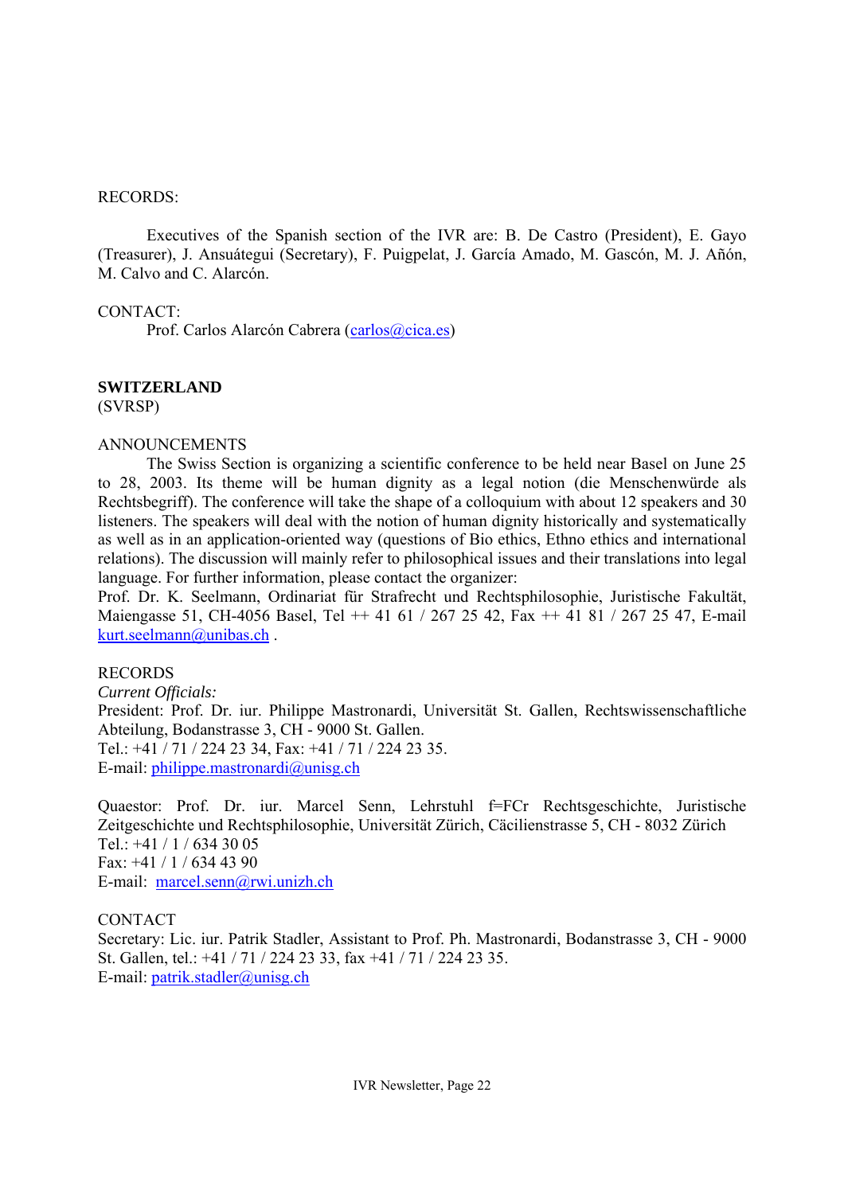RECORDS:

Executives of the Spanish section of the IVR are: B. De Castro (President), E. Gayo (Treasurer), J. Ansuátegui (Secretary), F. Puigpelat, J. García Amado, M. Gascón, M. J. Añón, M. Calvo and C. Alarcón.

CONTACT:

Prof. Carlos Alarcón Cabrera (carlos@cica.es)

**SWITZERLAND**

(SVRSP)

ANNOUNCEMENTS

The Swiss Section is organizing a scientific conference to be held near Basel on June 25 to 28, 2003. Its theme will be human dignity as a legal notion (die Menschenwürde als Rechtsbegriff). The conference will take the shape of a colloquium with about 12 speakers and 30 listeners. The speakers will deal with the notion of human dignity historically and systematically as well as in an application-oriented way (questions of Bio ethics, Ethno ethics and international relations). The discussion will mainly refer to philosophical issues and their translations into legal language. For further information, please contact the organizer:

Prof. Dr. K. Seelmann, Ordinariat für Strafrecht und Rechtsphilosophie, Juristische Fakultät, Maiengasse 51, CH-4056 Basel, Tel ++ 41 61 / 267 25 42, Fax ++ 41 81 / 267 25 47, E-mail kurt.seelmann@unibas.ch .

RECORDS

*Current Officials:*

President: Prof. Dr. iur. Philippe Mastronardi, Universität St. Gallen, Rechtswissenschaftliche Abteilung, Bodanstrasse 3, CH - 9000 St. Gallen.
Tel.: +41 / 71 / 224 23 34, Fax: +41 / 71 / 224 23 35.
E-mail: philippe.mastronardi@unisg.ch

Quaestor: Prof. Dr. iur. Marcel Senn, Lehrstuhl f=FCr Rechtsgeschichte, Juristische Zeitgeschichte und Rechtsphilosophie, Universität Zürich, Cäcilienstrasse 5, CH - 8032 Zürich
Tel.: +41 / 1 / 634 30 05
Fax: +41 / 1 / 634 43 90
E-mail: marcel.senn@rwi.unizh.ch

CONTACT

Secretary: Lic. iur. Patrik Stadler, Assistant to Prof. Ph. Mastronardi, Bodanstrasse 3, CH - 9000 St. Gallen, tel.: +41 / 71 / 224 23 33, fax +41 / 71 / 224 23 35.
E-mail: patrik.stadler@unisg.ch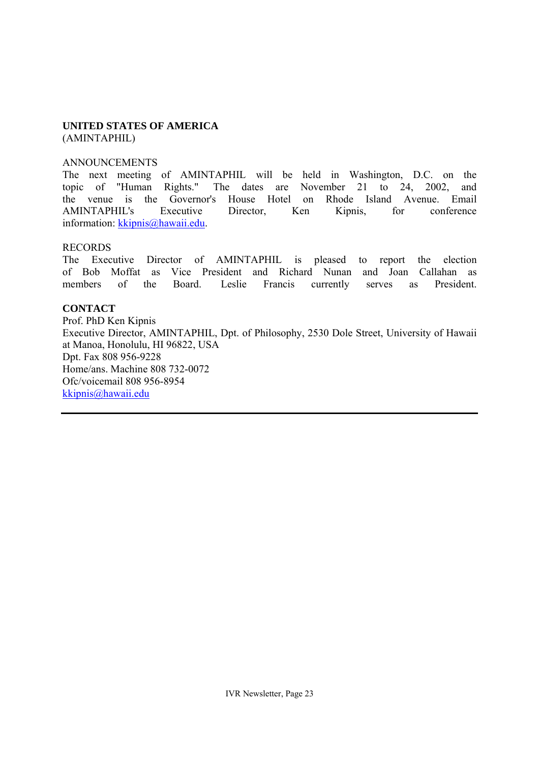**UNITED STATES OF AMERICA**
(AMINTAPHIL)

ANNOUNCEMENTS
The next meeting of AMINTAPHIL will be held in Washington, D.C. on the topic of "Human Rights." The dates are November 21 to 24, 2002, and the venue is the Governor's House Hotel on Rhode Island Avenue. Email AMINTAPHIL's Executive Director, Ken Kipnis, for conference information: kkipnis@hawaii.edu.

RECORDS
The Executive Director of AMINTAPHIL is pleased to report the election of Bob Moffat as Vice President and Richard Nunan and Joan Callahan as members of the Board. Leslie Francis currently serves as President.

**CONTACT**
Prof. PhD Ken Kipnis
Executive Director, AMINTAPHIL, Dpt. of Philosophy, 2530 Dole Street, University of Hawaii at Manoa, Honolulu, HI 96822, USA
Dpt. Fax 808 956-9228
Home/ans. Machine 808 732-0072
Ofc/voicemail 808 956-8954
kkipnis@hawaii.edu

---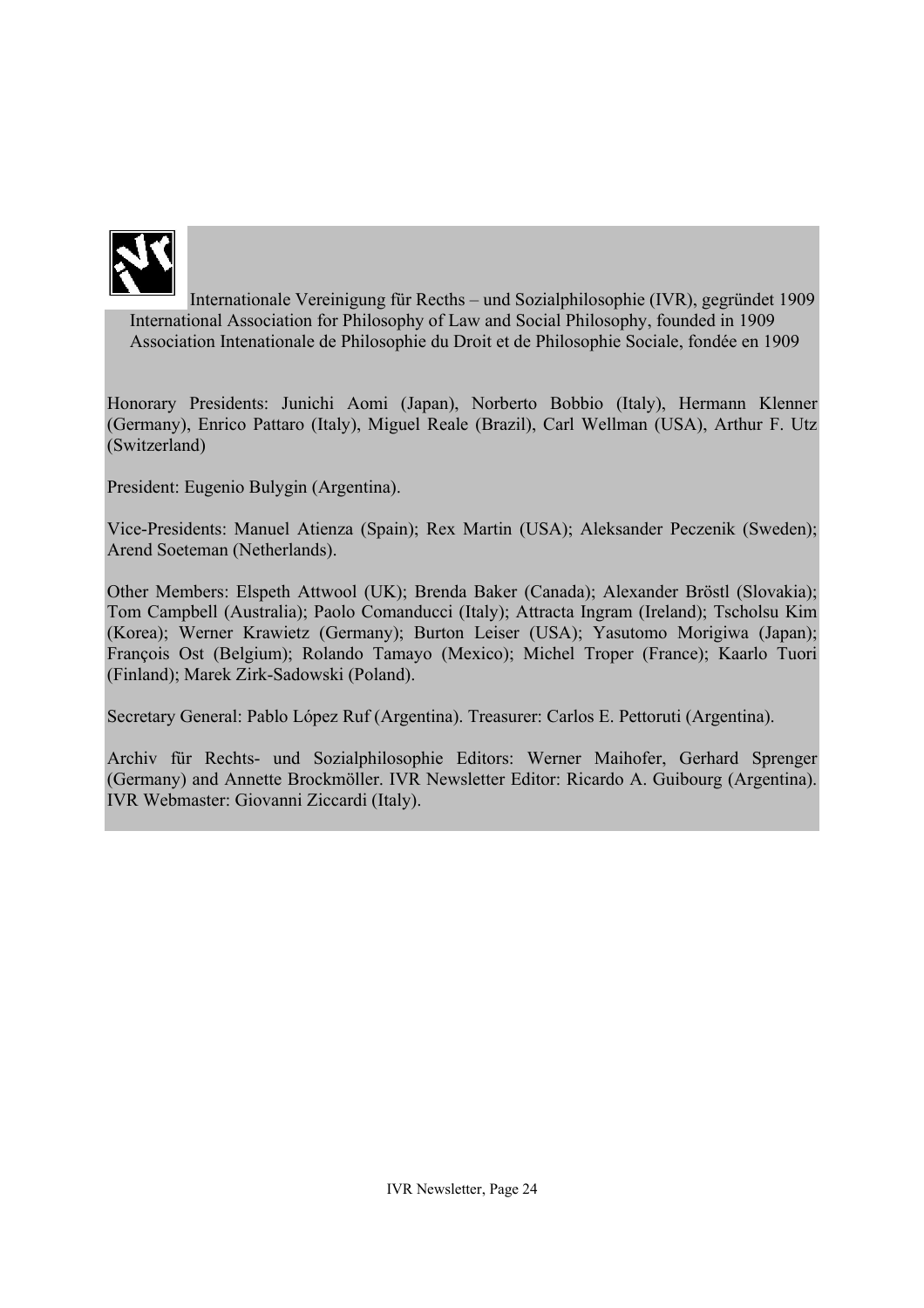Internationale Vereinigung für Recths – und Sozialphilosophie (IVR), gegründet 1909
International Association for Philosophy of Law and Social Philosophy, founded in 1909
Association Intenationale de Philosophie du Droit et de Philosophie Sociale, fondée en 1909

Honorary Presidents: Junichi Aomi (Japan), Norberto Bobbio (Italy), Hermann Klenner (Germany), Enrico Pattaro (Italy), Miguel Reale (Brazil), Carl Wellman (USA), Arthur F. Utz (Switzerland)

President: Eugenio Bulygin (Argentina).

Vice-Presidents: Manuel Atienza (Spain); Rex Martin (USA); Aleksander Peczenik (Sweden); Arend Soeteman (Netherlands).

Other Members: Elspeth Attwool (UK); Brenda Baker (Canada); Alexander Bröstl (Slovakia); Tom Campbell (Australia); Paolo Comanducci (Italy); Attracta Ingram (Ireland); Tscholsu Kim (Korea); Werner Krawietz (Germany); Burton Leiser (USA); Yasutomo Morigiwa (Japan); François Ost (Belgium); Rolando Tamayo (Mexico); Michel Troper (France); Kaarlo Tuori (Finland); Marek Zirk-Sadowski (Poland).

Secretary General: Pablo López Ruf (Argentina). Treasurer: Carlos E. Pettoruti (Argentina).

Archiv für Rechts- und Sozialphilosophie Editors: Werner Maihofer, Gerhard Sprenger (Germany) and Annette Brockmöller. IVR Newsletter Editor: Ricardo A. Guibourg (Argentina). IVR Webmaster: Giovanni Ziccardi (Italy).